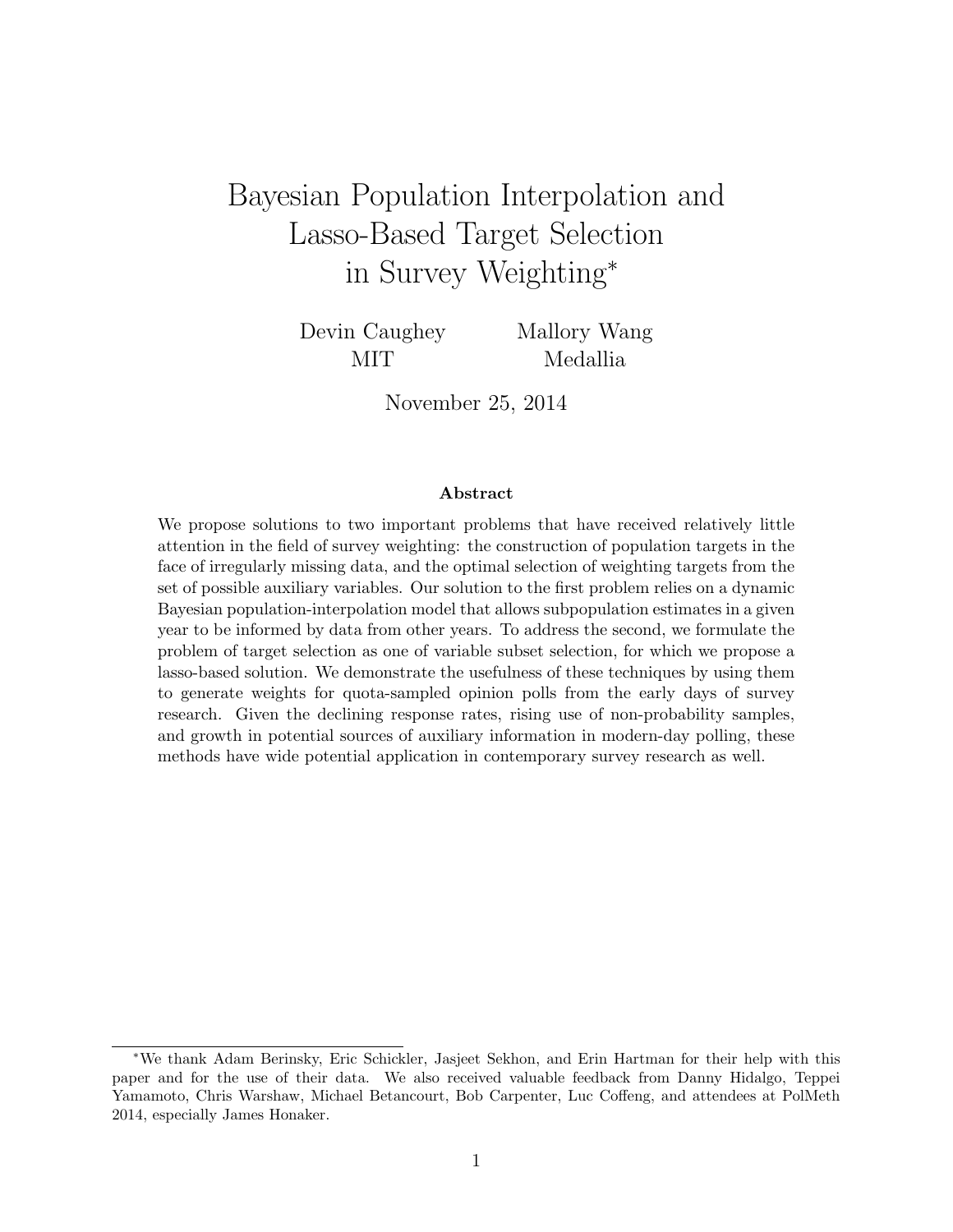# Bayesian Population Interpolation and Lasso-Based Target Selection in Survey Weighting*

Devin Caughey
MIT

Mallory Wang
Medallia

November 25, 2014

### Abstract

We propose solutions to two important problems that have received relatively little attention in the field of survey weighting: the construction of population targets in the face of irregularly missing data, and the optimal selection of weighting targets from the set of possible auxiliary variables. Our solution to the first problem relies on a dynamic Bayesian population-interpolation model that allows subpopulation estimates in a given year to be informed by data from other years. To address the second, we formulate the problem of target selection as one of variable subset selection, for which we propose a lasso-based solution. We demonstrate the usefulness of these techniques by using them to generate weights for quota-sampled opinion polls from the early days of survey research. Given the declining response rates, rising use of non-probability samples, and growth in potential sources of auxiliary information in modern-day polling, these methods have wide potential application in contemporary survey research as well.

---

*We thank Adam Berinsky, Eric Schickler, Jasjeet Sekhon, and Erin Hartman for their help with this paper and for the use of their data. We also received valuable feedback from Danny Hidalgo, Teppei Yamamoto, Chris Warshaw, Michael Betancourt, Bob Carpenter, Luc Coffeng, and attendees at PolMeth 2014, especially James Honaker.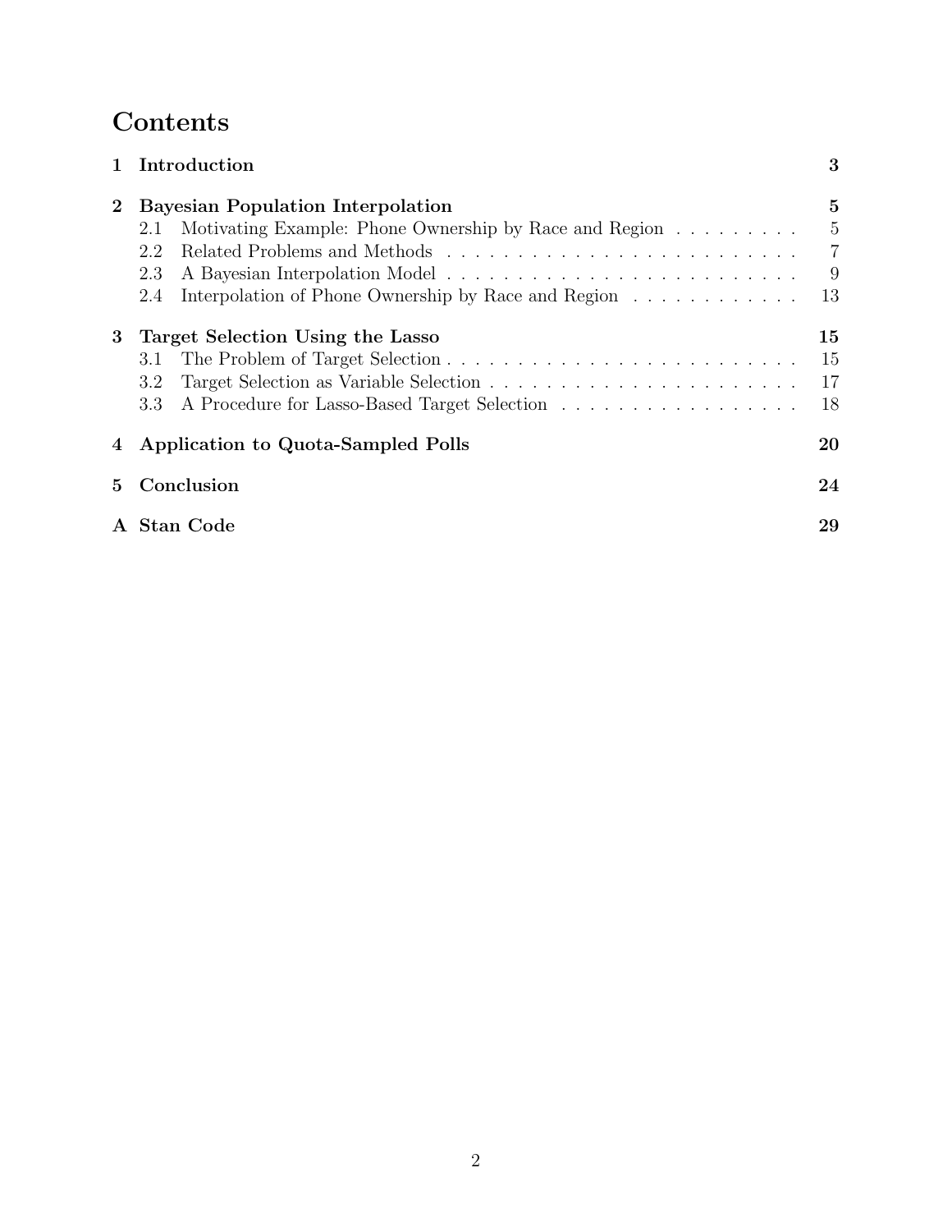# Contents

| | | |
|---|---|---|
| **1** | **Introduction** | **3** |
| **2** | **Bayesian Population Interpolation** | **5** |
| 2.1 | Motivating Example: Phone Ownership by Race and Region | 5 |
| 2.2 | Related Problems and Methods | 7 |
| 2.3 | A Bayesian Interpolation Model | 9 |
| 2.4 | Interpolation of Phone Ownership by Race and Region | 13 |
| **3** | **Target Selection Using the Lasso** | **15** |
| 3.1 | The Problem of Target Selection | 15 |
| 3.2 | Target Selection as Variable Selection | 17 |
| 3.3 | A Procedure for Lasso-Based Target Selection | 18 |
| **4** | **Application to Quota-Sampled Polls** | **20** |
| **5** | **Conclusion** | **24** |
| **A** | **Stan Code** | **29** |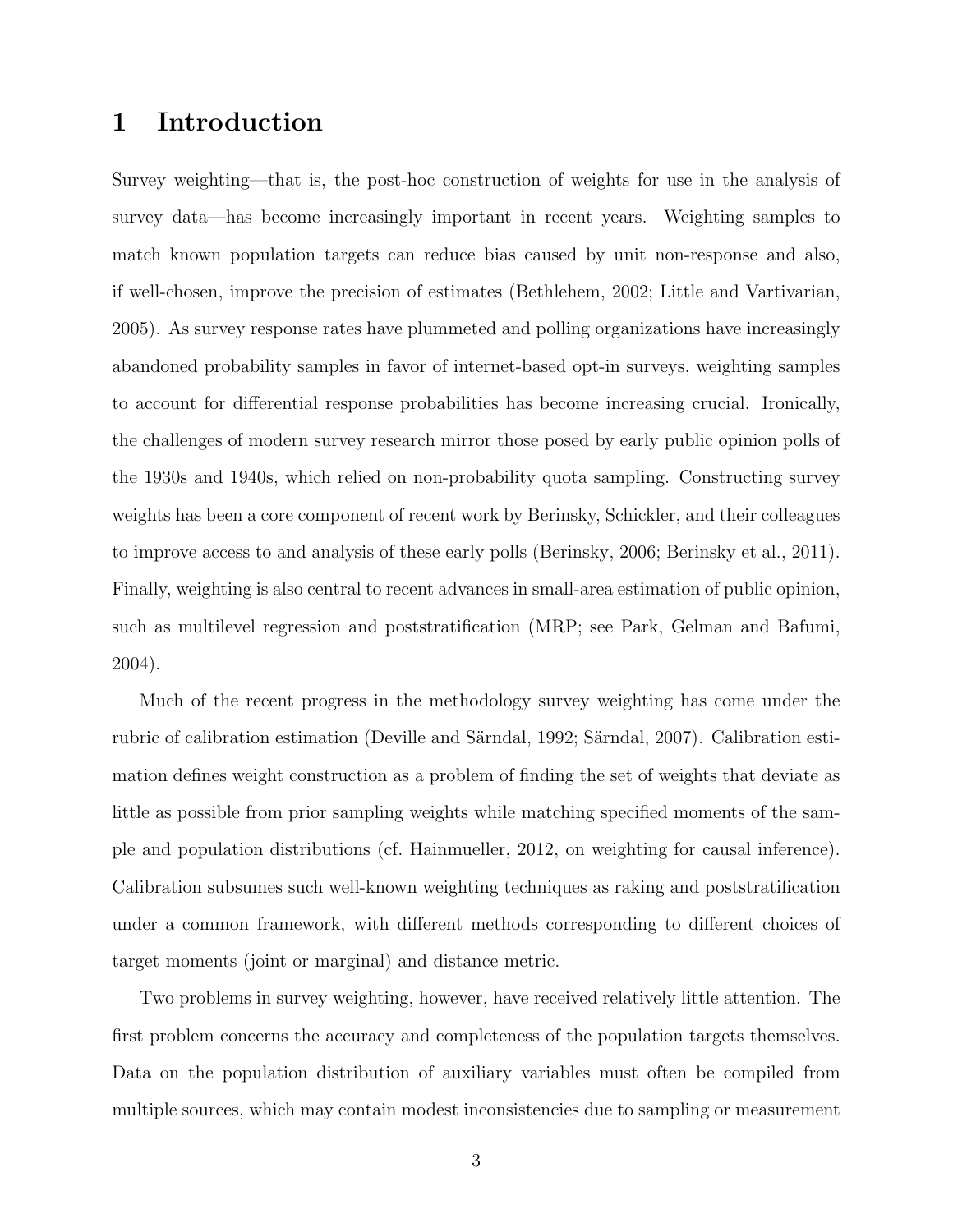# 1 Introduction

Survey weighting—that is, the post-hoc construction of weights for use in the analysis of survey data—has become increasingly important in recent years. Weighting samples to match known population targets can reduce bias caused by unit non-response and also, if well-chosen, improve the precision of estimates (Bethlehem, 2002; Little and Vartivarian, 2005). As survey response rates have plummeted and polling organizations have increasingly abandoned probability samples in favor of internet-based opt-in surveys, weighting samples to account for differential response probabilities has become increasing crucial. Ironically, the challenges of modern survey research mirror those posed by early public opinion polls of the 1930s and 1940s, which relied on non-probability quota sampling. Constructing survey weights has been a core component of recent work by Berinsky, Schickler, and their colleagues to improve access to and analysis of these early polls (Berinsky, 2006; Berinsky et al., 2011). Finally, weighting is also central to recent advances in small-area estimation of public opinion, such as multilevel regression and poststratification (MRP; see Park, Gelman and Bafumi, 2004).

Much of the recent progress in the methodology survey weighting has come under the rubric of calibration estimation (Deville and Särndal, 1992; Särndal, 2007). Calibration estimation defines weight construction as a problem of finding the set of weights that deviate as little as possible from prior sampling weights while matching specified moments of the sample and population distributions (cf. Hainmueller, 2012, on weighting for causal inference). Calibration subsumes such well-known weighting techniques as raking and poststratification under a common framework, with different methods corresponding to different choices of target moments (joint or marginal) and distance metric.

Two problems in survey weighting, however, have received relatively little attention. The first problem concerns the accuracy and completeness of the population targets themselves. Data on the population distribution of auxiliary variables must often be compiled from multiple sources, which may contain modest inconsistencies due to sampling or measurement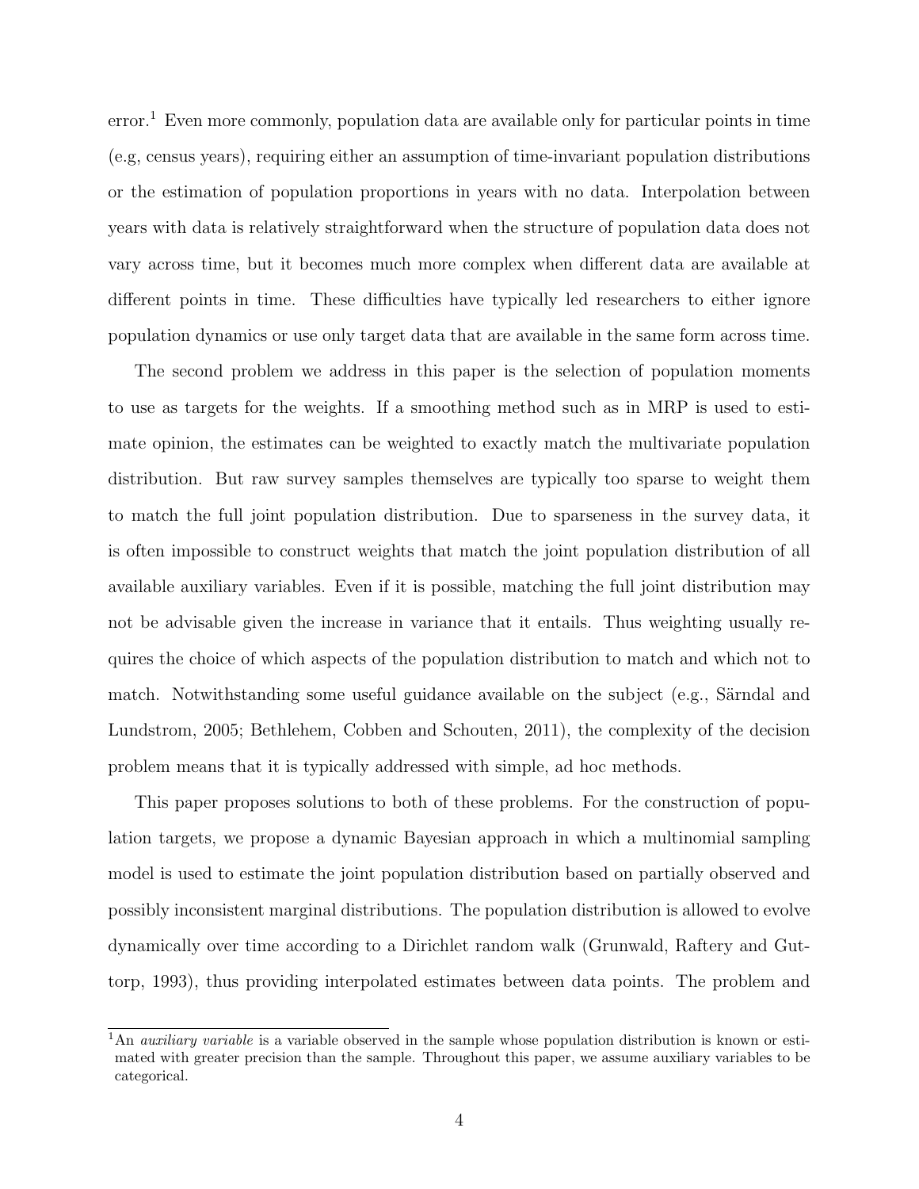error.[1] Even more commonly, population data are available only for particular points in time (e.g, census years), requiring either an assumption of time-invariant population distributions or the estimation of population proportions in years with no data. Interpolation between years with data is relatively straightforward when the structure of population data does not vary across time, but it becomes much more complex when different data are available at different points in time. These difficulties have typically led researchers to either ignore population dynamics or use only target data that are available in the same form across time.

The second problem we address in this paper is the selection of population moments to use as targets for the weights. If a smoothing method such as in MRP is used to estimate opinion, the estimates can be weighted to exactly match the multivariate population distribution. But raw survey samples themselves are typically too sparse to weight them to match the full joint population distribution. Due to sparseness in the survey data, it is often impossible to construct weights that match the joint population distribution of all available auxiliary variables. Even if it is possible, matching the full joint distribution may not be advisable given the increase in variance that it entails. Thus weighting usually requires the choice of which aspects of the population distribution to match and which not to match. Notwithstanding some useful guidance available on the subject (e.g., Särndal and Lundstrom, 2005; Bethlehem, Cobben and Schouten, 2011), the complexity of the decision problem means that it is typically addressed with simple, ad hoc methods.

This paper proposes solutions to both of these problems. For the construction of population targets, we propose a dynamic Bayesian approach in which a multinomial sampling model is used to estimate the joint population distribution based on partially observed and possibly inconsistent marginal distributions. The population distribution is allowed to evolve dynamically over time according to a Dirichlet random walk (Grunwald, Raftery and Guttorp, 1993), thus providing interpolated estimates between data points. The problem and

[1] An *auxiliary variable* is a variable observed in the sample whose population distribution is known or estimated with greater precision than the sample. Throughout this paper, we assume auxiliary variables to be categorical.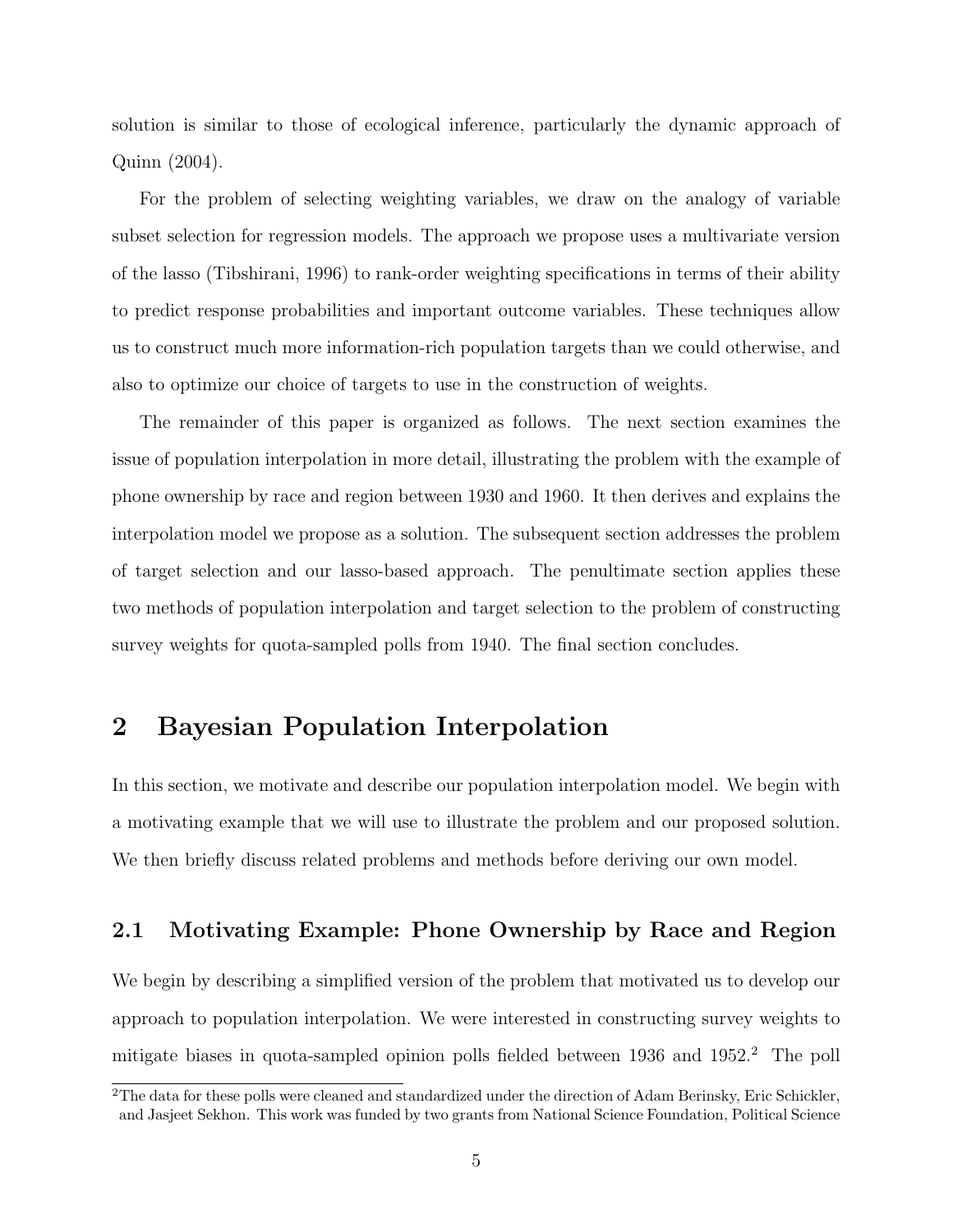solution is similar to those of ecological inference, particularly the dynamic approach of Quinn (2004).

For the problem of selecting weighting variables, we draw on the analogy of variable subset selection for regression models. The approach we propose uses a multivariate version of the lasso (Tibshirani, 1996) to rank-order weighting specifications in terms of their ability to predict response probabilities and important outcome variables. These techniques allow us to construct much more information-rich population targets than we could otherwise, and also to optimize our choice of targets to use in the construction of weights.

The remainder of this paper is organized as follows. The next section examines the issue of population interpolation in more detail, illustrating the problem with the example of phone ownership by race and region between 1930 and 1960. It then derives and explains the interpolation model we propose as a solution. The subsequent section addresses the problem of target selection and our lasso-based approach. The penultimate section applies these two methods of population interpolation and target selection to the problem of constructing survey weights for quota-sampled polls from 1940. The final section concludes.

# 2 Bayesian Population Interpolation

In this section, we motivate and describe our population interpolation model. We begin with a motivating example that we will use to illustrate the problem and our proposed solution. We then briefly discuss related problems and methods before deriving our own model.

## 2.1 Motivating Example: Phone Ownership by Race and Region

We begin by describing a simplified version of the problem that motivated us to develop our approach to population interpolation. We were interested in constructing survey weights to mitigate biases in quota-sampled opinion polls fielded between 1936 and 1952.[2] The poll

[2] The data for these polls were cleaned and standardized under the direction of Adam Berinsky, Eric Schickler, and Jasjeet Sekhon. This work was funded by two grants from National Science Foundation, Political Science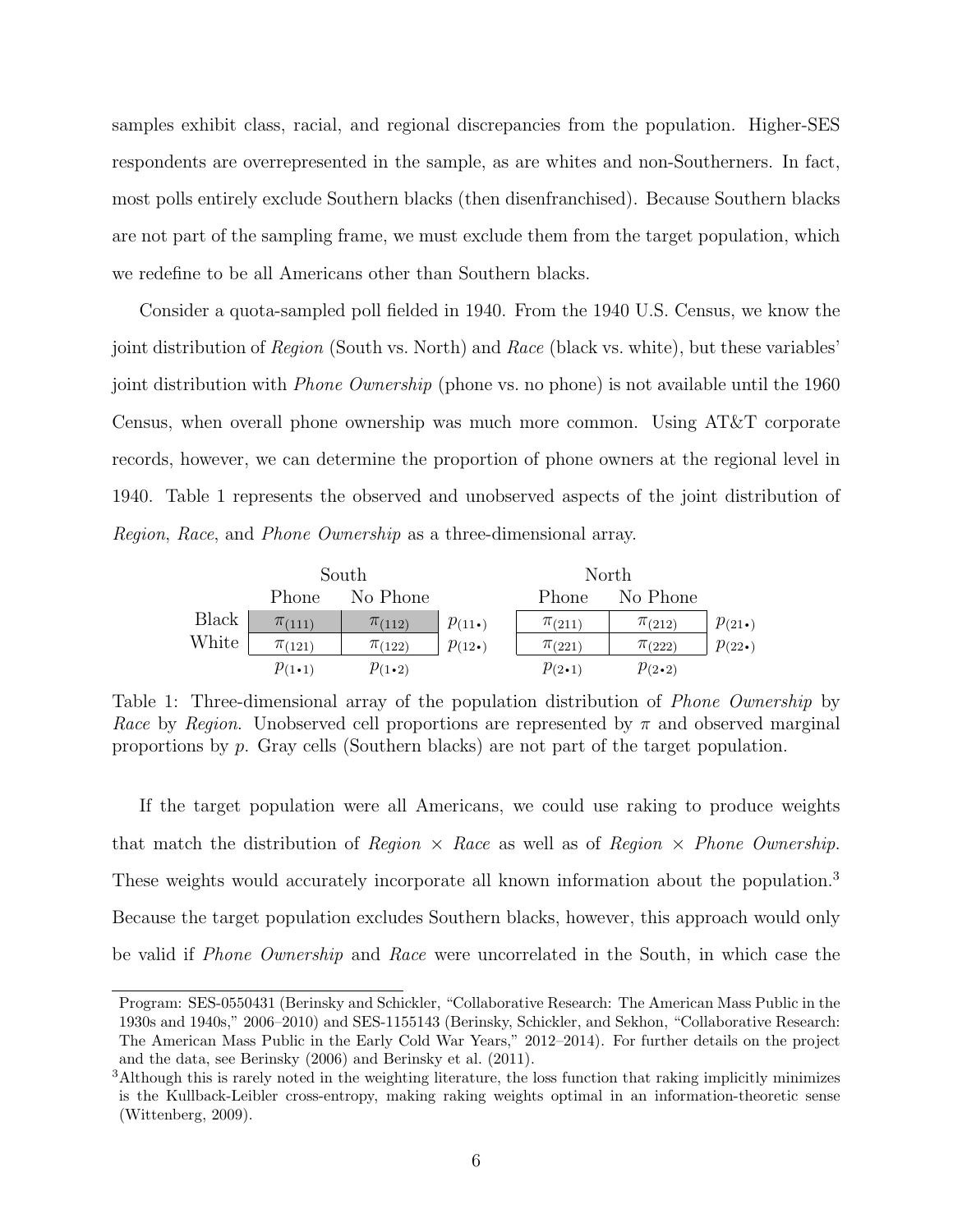samples exhibit class, racial, and regional discrepancies from the population. Higher-SES respondents are overrepresented in the sample, as are whites and non-Southerners. In fact, most polls entirely exclude Southern blacks (then disenfranchised). Because Southern blacks are not part of the sampling frame, we must exclude them from the target population, which we redefine to be all Americans other than Southern blacks.

Consider a quota-sampled poll fielded in 1940. From the 1940 U.S. Census, we know the joint distribution of *Region* (South vs. North) and *Race* (black vs. white), but these variables' joint distribution with *Phone Ownership* (phone vs. no phone) is not available until the 1960 Census, when overall phone ownership was much more common. Using AT&T corporate records, however, we can determine the proportion of phone owners at the regional level in 1940. Table 1 represents the observed and unobserved aspects of the joint distribution of *Region*, *Race*, and *Phone Ownership* as a three-dimensional array.

| | South | | | North | | |
|---|---|---|---|---|---|---|
| | Phone | No Phone | | Phone | No Phone | |
| Black | $\pi_{(111)}$ | $\pi_{(112)}$ | $p_{(11\bullet)}$ | $\pi_{(211)}$ | $\pi_{(212)}$ | $p_{(21\bullet)}$ |
| White | $\pi_{(121)}$ | $\pi_{(122)}$ | $p_{(12\bullet)}$ | $\pi_{(221)}$ | $\pi_{(222)}$ | $p_{(22\bullet)}$ |
| | $p_{(1\bullet 1)}$ | $p_{(1\bullet 2)}$ | | $p_{(2\bullet 1)}$ | $p_{(2\bullet 2)}$ | |

Table 1: Three-dimensional array of the population distribution of *Phone Ownership* by *Race* by *Region*. Unobserved cell proportions are represented by $\pi$ and observed marginal proportions by $p$. Gray cells (Southern blacks) are not part of the target population.

If the target population were all Americans, we could use raking to produce weights that match the distribution of *Region* × *Race* as well as of *Region* × *Phone Ownership*. These weights would accurately incorporate all known information about the population.[3] Because the target population excludes Southern blacks, however, this approach would only be valid if *Phone Ownership* and *Race* were uncorrelated in the South, in which case the

Program: SES-0550431 (Berinsky and Schickler, "Collaborative Research: The American Mass Public in the 1930s and 1940s," 2006–2010) and SES-1155143 (Berinsky, Schickler, and Sekhon, "Collaborative Research: The American Mass Public in the Early Cold War Years," 2012–2014). For further details on the project and the data, see Berinsky (2006) and Berinsky et al. (2011).

[3]Although this is rarely noted in the weighting literature, the loss function that raking implicitly minimizes is the Kullback-Leibler cross-entropy, making raking weights optimal in an information-theoretic sense (Wittenberg, 2009).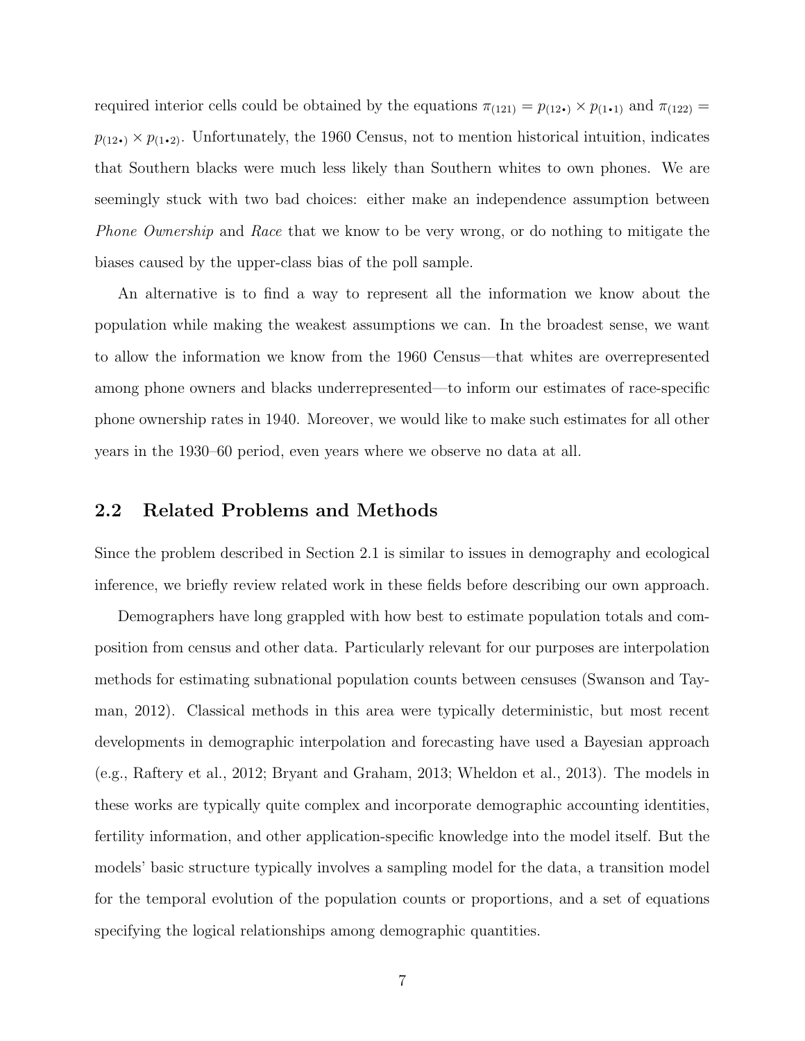required interior cells could be obtained by the equations $\pi_{(121)} = p_{(12\bullet)} \times p_{(1\bullet 1)}$ and $\pi_{(122)} = p_{(12\bullet)} \times p_{(1\bullet 2)}$. Unfortunately, the 1960 Census, not to mention historical intuition, indicates that Southern blacks were much less likely than Southern whites to own phones. We are seemingly stuck with two bad choices: either make an independence assumption between *Phone Ownership* and *Race* that we know to be very wrong, or do nothing to mitigate the biases caused by the upper-class bias of the poll sample.

An alternative is to find a way to represent all the information we know about the population while making the weakest assumptions we can. In the broadest sense, we want to allow the information we know from the 1960 Census—that whites are overrepresented among phone owners and blacks underrepresented—to inform our estimates of race-specific phone ownership rates in 1940. Moreover, we would like to make such estimates for all other years in the 1930–60 period, even years where we observe no data at all.

## 2.2 Related Problems and Methods

Since the problem described in Section 2.1 is similar to issues in demography and ecological inference, we briefly review related work in these fields before describing our own approach.

Demographers have long grappled with how best to estimate population totals and composition from census and other data. Particularly relevant for our purposes are interpolation methods for estimating subnational population counts between censuses (Swanson and Tayman, 2012). Classical methods in this area were typically deterministic, but most recent developments in demographic interpolation and forecasting have used a Bayesian approach (e.g., Raftery et al., 2012; Bryant and Graham, 2013; Wheldon et al., 2013). The models in these works are typically quite complex and incorporate demographic accounting identities, fertility information, and other application-specific knowledge into the model itself. But the models' basic structure typically involves a sampling model for the data, a transition model for the temporal evolution of the population counts or proportions, and a set of equations specifying the logical relationships among demographic quantities.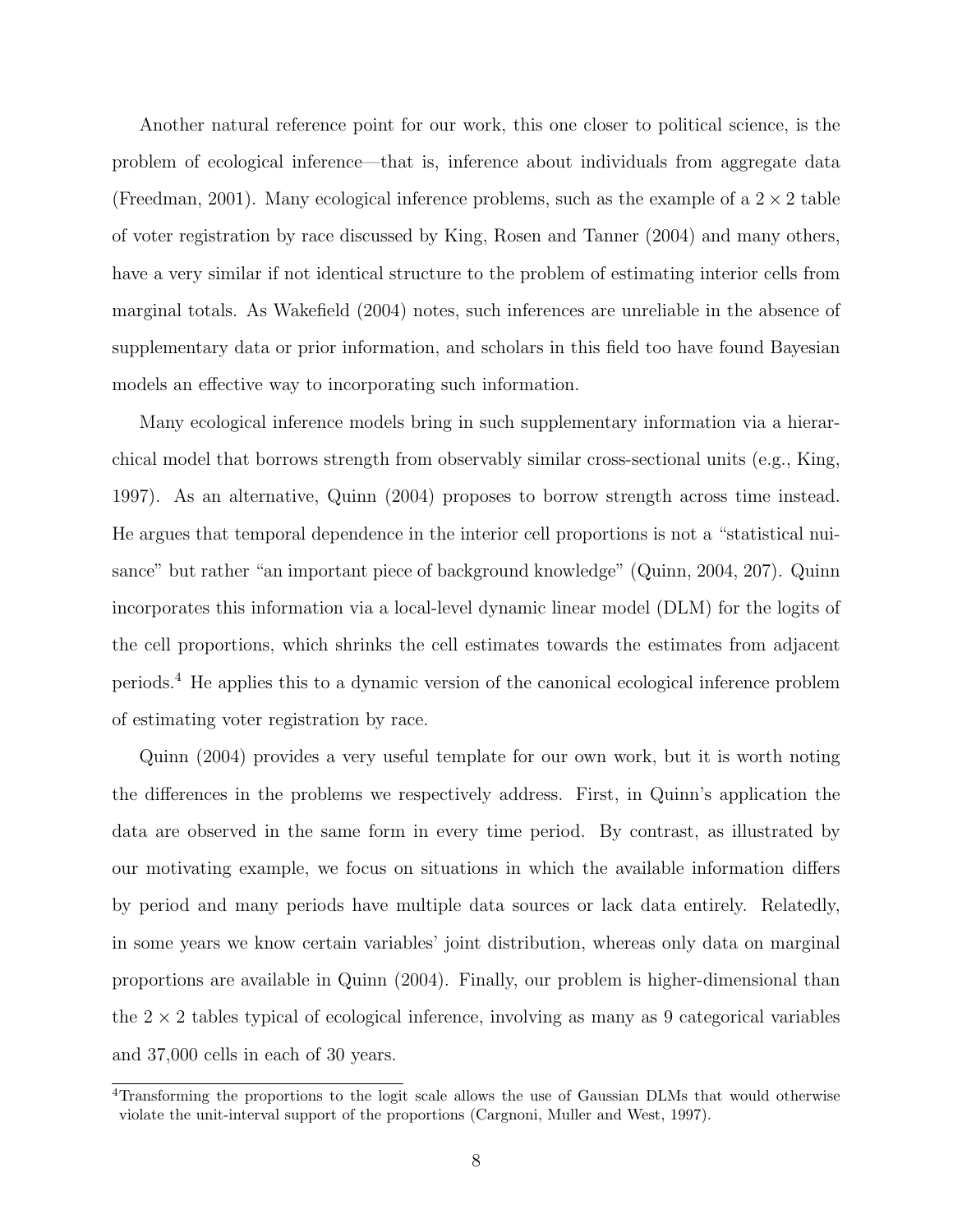Another natural reference point for our work, this one closer to political science, is the problem of ecological inference—that is, inference about individuals from aggregate data (Freedman, 2001). Many ecological inference problems, such as the example of a $2 \times 2$ table of voter registration by race discussed by King, Rosen and Tanner (2004) and many others, have a very similar if not identical structure to the problem of estimating interior cells from marginal totals. As Wakefield (2004) notes, such inferences are unreliable in the absence of supplementary data or prior information, and scholars in this field too have found Bayesian models an effective way to incorporating such information.

Many ecological inference models bring in such supplementary information via a hierarchical model that borrows strength from observably similar cross-sectional units (e.g., King, 1997). As an alternative, Quinn (2004) proposes to borrow strength across time instead. He argues that temporal dependence in the interior cell proportions is not a "statistical nuisance" but rather "an important piece of background knowledge" (Quinn, 2004, 207). Quinn incorporates this information via a local-level dynamic linear model (DLM) for the logits of the cell proportions, which shrinks the cell estimates towards the estimates from adjacent periods.[4] He applies this to a dynamic version of the canonical ecological inference problem of estimating voter registration by race.

Quinn (2004) provides a very useful template for our own work, but it is worth noting the differences in the problems we respectively address. First, in Quinn's application the data are observed in the same form in every time period. By contrast, as illustrated by our motivating example, we focus on situations in which the available information differs by period and many periods have multiple data sources or lack data entirely. Relatedly, in some years we know certain variables' joint distribution, whereas only data on marginal proportions are available in Quinn (2004). Finally, our problem is higher-dimensional than the $2 \times 2$ tables typical of ecological inference, involving as many as 9 categorical variables and 37,000 cells in each of 30 years.

[4]Transforming the proportions to the logit scale allows the use of Gaussian DLMs that would otherwise violate the unit-interval support of the proportions (Cargnoni, Muller and West, 1997).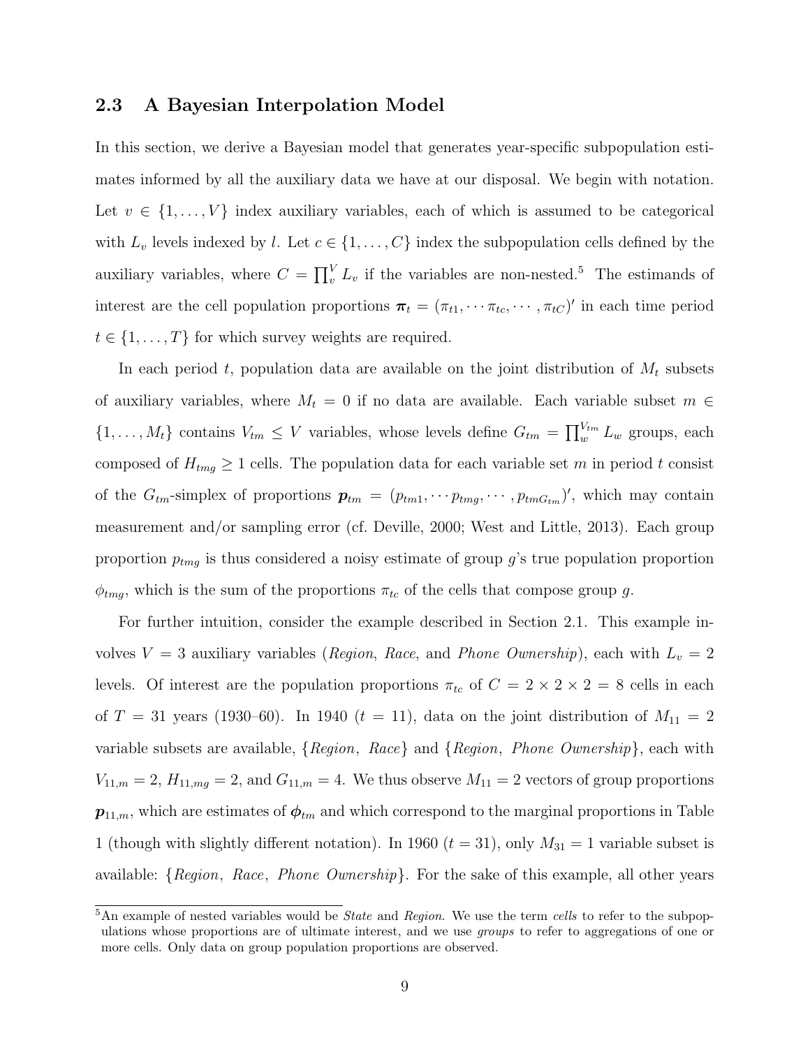### 2.3 A Bayesian Interpolation Model

In this section, we derive a Bayesian model that generates year-specific subpopulation estimates informed by all the auxiliary data we have at our disposal. We begin with notation. Let $v \in \{1, \ldots, V\}$ index auxiliary variables, each of which is assumed to be categorical with $L_v$ levels indexed by $l$. Let $c \in \{1, \ldots, C\}$ index the subpopulation cells defined by the auxiliary variables, where $C = \prod_v^V L_v$ if the variables are non-nested.[5] The estimands of interest are the cell population proportions $\boldsymbol{\pi}_t = (\pi_{t1}, \cdots \pi_{tc}, \cdots, \pi_{tC})'$ in each time period $t \in \{1, \ldots, T\}$ for which survey weights are required.

In each period $t$, population data are available on the joint distribution of $M_t$ subsets of auxiliary variables, where $M_t = 0$ if no data are available. Each variable subset $m \in \{1, \ldots, M_t\}$ contains $V_{tm} \leq V$ variables, whose levels define $G_{tm} = \prod_w^{V_{tm}} L_w$ groups, each composed of $H_{tmg} \geq 1$ cells. The population data for each variable set $m$ in period $t$ consist of the $G_{tm}$-simplex of proportions $\boldsymbol{p}_{tm} = (p_{tm1}, \cdots p_{tmg}, \cdots, p_{tmG_{tm}})'$, which may contain measurement and/or sampling error (cf. Deville, 2000; West and Little, 2013). Each group proportion $p_{tmg}$ is thus considered a noisy estimate of group $g$'s true population proportion $\phi_{tmg}$, which is the sum of the proportions $\pi_{tc}$ of the cells that compose group $g$.

For further intuition, consider the example described in Section 2.1. This example involves $V = 3$ auxiliary variables (*Region*, *Race*, and *Phone Ownership*), each with $L_v = 2$ levels. Of interest are the population proportions $\pi_{tc}$ of $C = 2 \times 2 \times 2 = 8$ cells in each of $T = 31$ years (1930–60). In 1940 ($t = 11$), data on the joint distribution of $M_{11} = 2$ variable subsets are available, $\{$*Region*, *Race*$\}$ and $\{$*Region*, *Phone Ownership*$\}$, each with $V_{11,m} = 2$, $H_{11,mg} = 2$, and $G_{11,m} = 4$. We thus observe $M_{11} = 2$ vectors of group proportions $\boldsymbol{p}_{11,m}$, which are estimates of $\boldsymbol{\phi}_{tm}$ and which correspond to the marginal proportions in Table 1 (though with slightly different notation). In 1960 ($t = 31$), only $M_{31} = 1$ variable subset is available: $\{$*Region*, *Race*, *Phone Ownership*$\}$. For the sake of this example, all other years

[5] An example of nested variables would be *State* and *Region*. We use the term *cells* to refer to the subpopulations whose proportions are of ultimate interest, and we use *groups* to refer to aggregations of one or more cells. Only data on group population proportions are observed.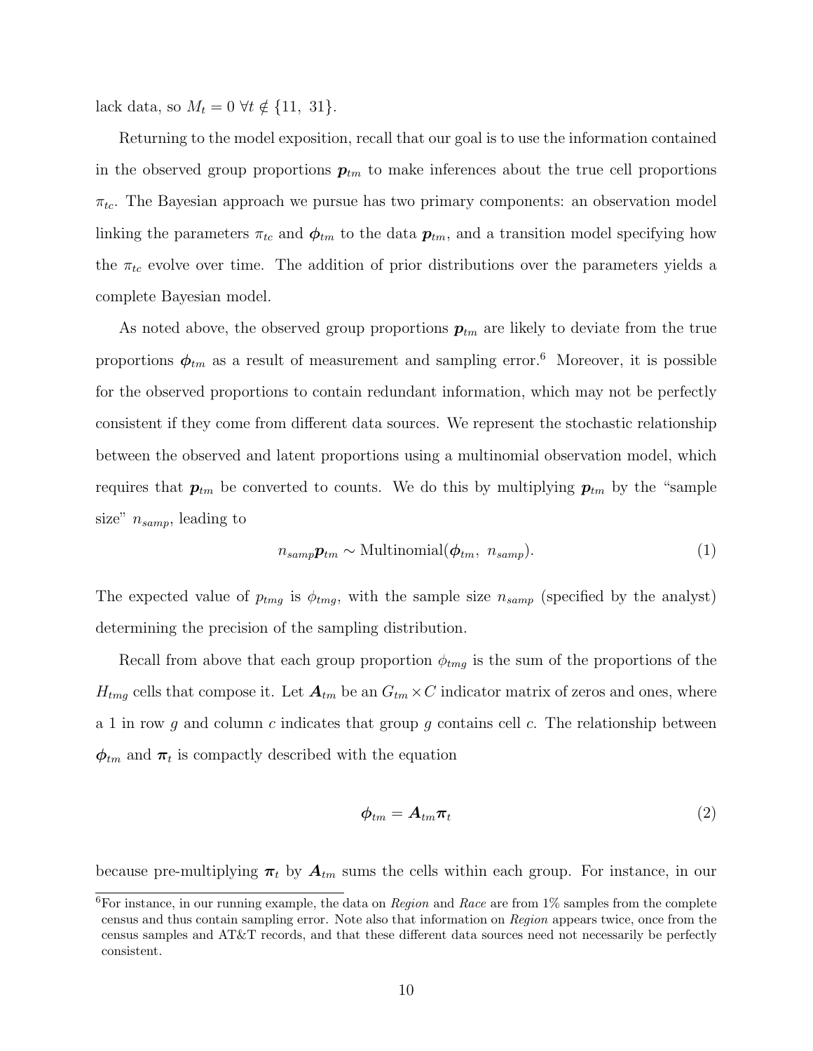lack data, so $M_t = 0 \ \forall t \notin \{11,\ 31\}$.

Returning to the model exposition, recall that our goal is to use the information contained in the observed group proportions $\boldsymbol{p}_{tm}$ to make inferences about the true cell proportions $\pi_{tc}$. The Bayesian approach we pursue has two primary components: an observation model linking the parameters $\pi_{tc}$ and $\boldsymbol{\phi}_{tm}$ to the data $\boldsymbol{p}_{tm}$, and a transition model specifying how the $\pi_{tc}$ evolve over time. The addition of prior distributions over the parameters yields a complete Bayesian model.

As noted above, the observed group proportions $\boldsymbol{p}_{tm}$ are likely to deviate from the true proportions $\boldsymbol{\phi}_{tm}$ as a result of measurement and sampling error.[6] Moreover, it is possible for the observed proportions to contain redundant information, which may not be perfectly consistent if they come from different data sources. We represent the stochastic relationship between the observed and latent proportions using a multinomial observation model, which requires that $\boldsymbol{p}_{tm}$ be converted to counts. We do this by multiplying $\boldsymbol{p}_{tm}$ by the "sample size" $n_{samp}$, leading to

$$n_{samp}\boldsymbol{p}_{tm} \sim \text{Multinomial}(\boldsymbol{\phi}_{tm},\ n_{samp}). \tag{1}$$

The expected value of $p_{tmg}$ is $\phi_{tmg}$, with the sample size $n_{samp}$ (specified by the analyst) determining the precision of the sampling distribution.

Recall from above that each group proportion $\phi_{tmg}$ is the sum of the proportions of the $H_{tmg}$ cells that compose it. Let $\boldsymbol{A}_{tm}$ be an $G_{tm} \times C$ indicator matrix of zeros and ones, where a 1 in row $g$ and column $c$ indicates that group $g$ contains cell $c$. The relationship between $\boldsymbol{\phi}_{tm}$ and $\boldsymbol{\pi}_t$ is compactly described with the equation

$$\boldsymbol{\phi}_{tm} = \boldsymbol{A}_{tm}\boldsymbol{\pi}_t \tag{2}$$

because pre-multiplying $\boldsymbol{\pi}_t$ by $\boldsymbol{A}_{tm}$ sums the cells within each group. For instance, in our

[6] For instance, in our running example, the data on *Region* and *Race* are from 1% samples from the complete census and thus contain sampling error. Note also that information on *Region* appears twice, once from the census samples and AT&T records, and that these different data sources need not necessarily be perfectly consistent.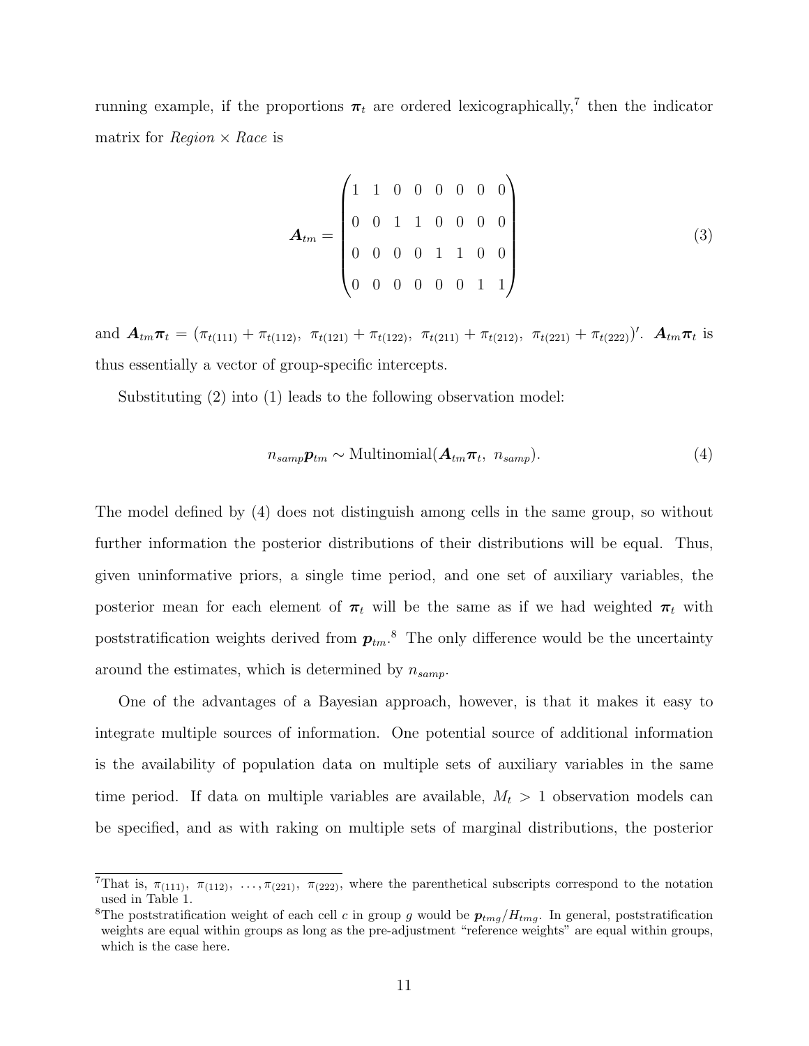running example, if the proportions $\boldsymbol{\pi}_t$ are ordered lexicographically,[7] then the indicator matrix for *Region* × *Race* is

$$\boldsymbol{A}_{tm} = \begin{pmatrix} 1 & 1 & 0 & 0 & 0 & 0 & 0 & 0 \\ 0 & 0 & 1 & 1 & 0 & 0 & 0 & 0 \\ 0 & 0 & 0 & 0 & 1 & 1 & 0 & 0 \\ 0 & 0 & 0 & 0 & 0 & 0 & 1 & 1 \end{pmatrix} \tag{3}$$

and $\boldsymbol{A}_{tm}\boldsymbol{\pi}_t = (\pi_{t(111)} + \pi_{t(112)},\ \pi_{t(121)} + \pi_{t(122)},\ \pi_{t(211)} + \pi_{t(212)},\ \pi_{t(221)} + \pi_{t(222)})'$. $\boldsymbol{A}_{tm}\boldsymbol{\pi}_t$ is thus essentially a vector of group-specific intercepts.

Substituting (2) into (1) leads to the following observation model:

$$n_{samp}\boldsymbol{p}_{tm} \sim \text{Multinomial}(\boldsymbol{A}_{tm}\boldsymbol{\pi}_t,\ n_{samp}). \tag{4}$$

The model defined by (4) does not distinguish among cells in the same group, so without further information the posterior distributions of their distributions will be equal. Thus, given uninformative priors, a single time period, and one set of auxiliary variables, the posterior mean for each element of $\boldsymbol{\pi}_t$ will be the same as if we had weighted $\boldsymbol{\pi}_t$ with poststratification weights derived from $\boldsymbol{p}_{tm}$.[8] The only difference would be the uncertainty around the estimates, which is determined by $n_{samp}$.

One of the advantages of a Bayesian approach, however, is that it makes it easy to integrate multiple sources of information. One potential source of additional information is the availability of population data on multiple sets of auxiliary variables in the same time period. If data on multiple variables are available, $M_t > 1$ observation models can be specified, and as with raking on multiple sets of marginal distributions, the posterior

---

[7] That is, $\pi_{(111)},\ \pi_{(112)},\ \ldots, \pi_{(221)},\ \pi_{(222)}$, where the parenthetical subscripts correspond to the notation used in Table 1.

[8] The poststratification weight of each cell $c$ in group $g$ would be $\boldsymbol{p}_{tmg}/H_{tmg}$. In general, poststratification weights are equal within groups as long as the pre-adjustment "reference weights" are equal within groups, which is the case here.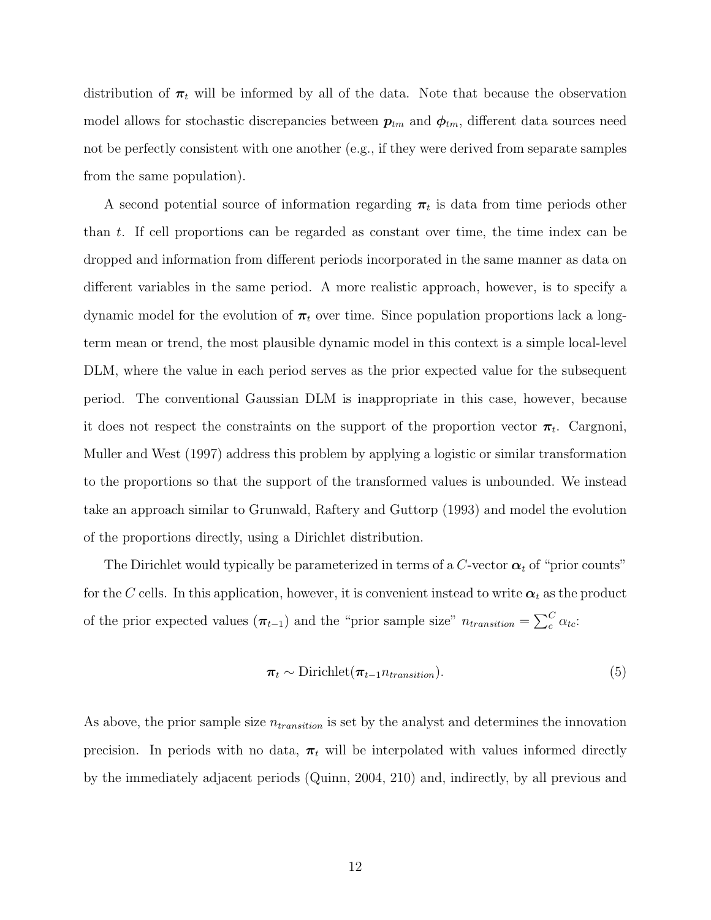distribution of $\boldsymbol{\pi}_t$ will be informed by all of the data. Note that because the observation model allows for stochastic discrepancies between $\boldsymbol{p}_{tm}$ and $\boldsymbol{\phi}_{tm}$, different data sources need not be perfectly consistent with one another (e.g., if they were derived from separate samples from the same population).

A second potential source of information regarding $\boldsymbol{\pi}_t$ is data from time periods other than $t$. If cell proportions can be regarded as constant over time, the time index can be dropped and information from different periods incorporated in the same manner as data on different variables in the same period. A more realistic approach, however, is to specify a dynamic model for the evolution of $\boldsymbol{\pi}_t$ over time. Since population proportions lack a long-term mean or trend, the most plausible dynamic model in this context is a simple local-level DLM, where the value in each period serves as the prior expected value for the subsequent period. The conventional Gaussian DLM is inappropriate in this case, however, because it does not respect the constraints on the support of the proportion vector $\boldsymbol{\pi}_t$. Cargnoni, Muller and West (1997) address this problem by applying a logistic or similar transformation to the proportions so that the support of the transformed values is unbounded. We instead take an approach similar to Grunwald, Raftery and Guttorp (1993) and model the evolution of the proportions directly, using a Dirichlet distribution.

The Dirichlet would typically be parameterized in terms of a $C$-vector $\boldsymbol{\alpha}_t$ of "prior counts" for the $C$ cells. In this application, however, it is convenient instead to write $\boldsymbol{\alpha}_t$ as the product of the prior expected values ($\boldsymbol{\pi}_{t-1}$) and the "prior sample size" $n_{transition} = \sum_c^C \alpha_{tc}$:

$$\boldsymbol{\pi}_t \sim \text{Dirichlet}(\boldsymbol{\pi}_{t-1} n_{transition}). \tag{5}$$

As above, the prior sample size $n_{transition}$ is set by the analyst and determines the innovation precision. In periods with no data, $\boldsymbol{\pi}_t$ will be interpolated with values informed directly by the immediately adjacent periods (Quinn, 2004, 210) and, indirectly, by all previous and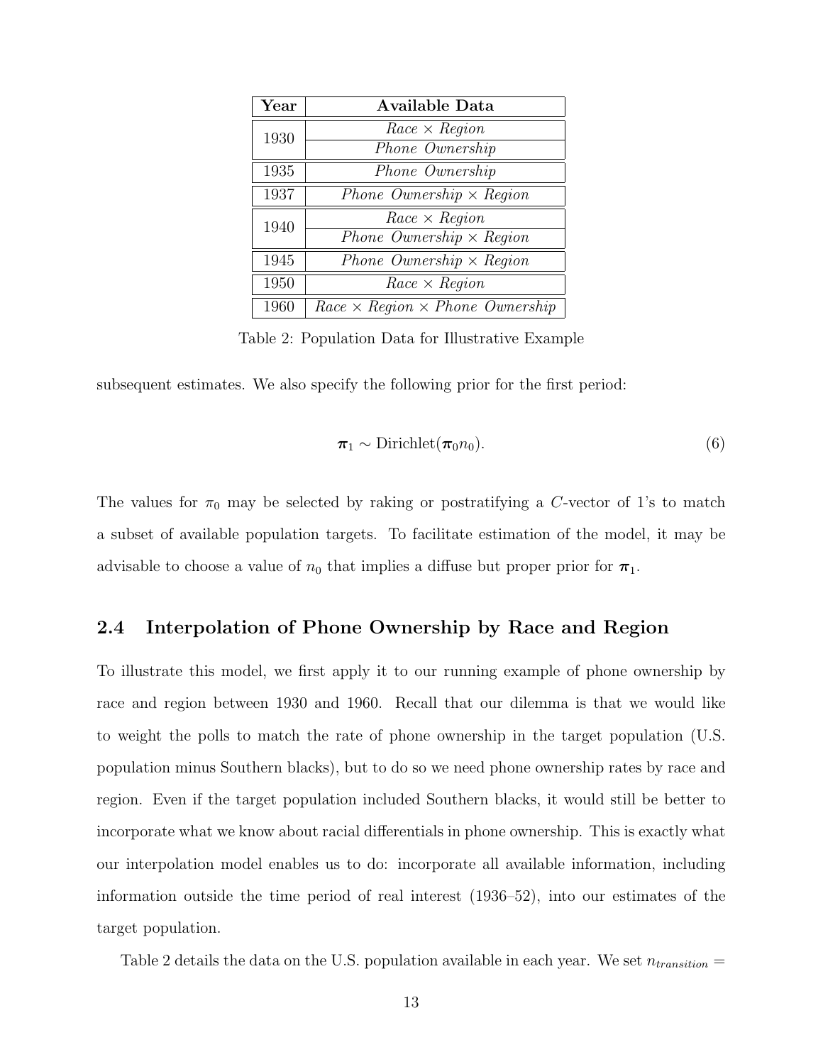| Year | Available Data |
| --- | --- |
| 1930 | *Race* × *Region* |
| | *Phone Ownership* |
| 1935 | *Phone Ownership* |
| 1937 | *Phone Ownership* × *Region* |
| 1940 | *Race* × *Region* |
| | *Phone Ownership* × *Region* |
| 1945 | *Phone Ownership* × *Region* |
| 1950 | *Race* × *Region* |
| 1960 | *Race* × *Region* × *Phone Ownership* |

Table 2: Population Data for Illustrative Example

subsequent estimates. We also specify the following prior for the first period:

$$\boldsymbol{\pi}_1 \sim \text{Dirichlet}(\boldsymbol{\pi}_0 n_0). \tag{6}$$

The values for $\pi_0$ may be selected by raking or postratifying a $C$-vector of 1's to match a subset of available population targets. To facilitate estimation of the model, it may be advisable to choose a value of $n_0$ that implies a diffuse but proper prior for $\boldsymbol{\pi}_1$.

## 2.4 Interpolation of Phone Ownership by Race and Region

To illustrate this model, we first apply it to our running example of phone ownership by race and region between 1930 and 1960. Recall that our dilemma is that we would like to weight the polls to match the rate of phone ownership in the target population (U.S. population minus Southern blacks), but to do so we need phone ownership rates by race and region. Even if the target population included Southern blacks, it would still be better to incorporate what we know about racial differentials in phone ownership. This is exactly what our interpolation model enables us to do: incorporate all available information, including information outside the time period of real interest (1936–52), into our estimates of the target population.

Table 2 details the data on the U.S. population available in each year. We set $n_{transition} =$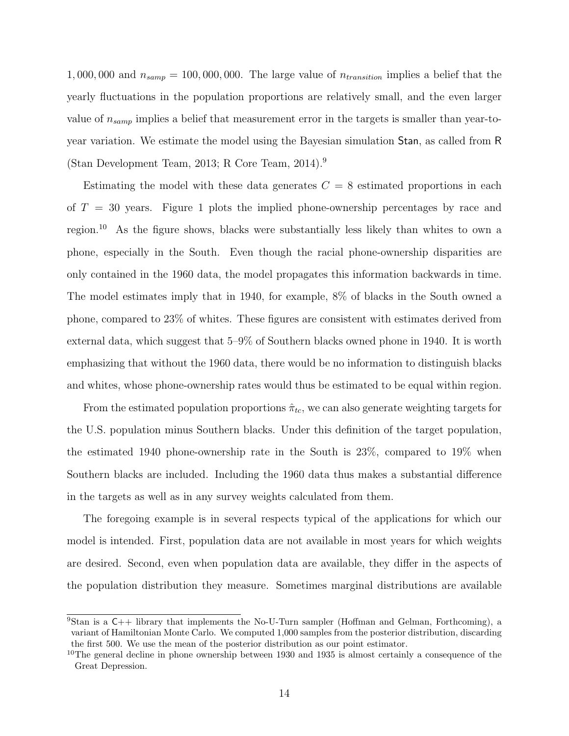$1,000,000$ and $n_{samp} = 100,000,000$. The large value of $n_{transition}$ implies a belief that the yearly fluctuations in the population proportions are relatively small, and the even larger value of $n_{samp}$ implies a belief that measurement error in the targets is smaller than year-to-year variation. We estimate the model using the Bayesian simulation Stan, as called from R (Stan Development Team, 2013; R Core Team, 2014).[9]

Estimating the model with these data generates $C = 8$ estimated proportions in each of $T = 30$ years. Figure 1 plots the implied phone-ownership percentages by race and region.[10] As the figure shows, blacks were substantially less likely than whites to own a phone, especially in the South. Even though the racial phone-ownership disparities are only contained in the 1960 data, the model propagates this information backwards in time. The model estimates imply that in 1940, for example, 8% of blacks in the South owned a phone, compared to 23% of whites. These figures are consistent with estimates derived from external data, which suggest that 5–9% of Southern blacks owned phone in 1940. It is worth emphasizing that without the 1960 data, there would be no information to distinguish blacks and whites, whose phone-ownership rates would thus be estimated to be equal within region.

From the estimated population proportions $\hat{\pi}_{tc}$, we can also generate weighting targets for the U.S. population minus Southern blacks. Under this definition of the target population, the estimated 1940 phone-ownership rate in the South is 23%, compared to 19% when Southern blacks are included. Including the 1960 data thus makes a substantial difference in the targets as well as in any survey weights calculated from them.

The foregoing example is in several respects typical of the applications for which our model is intended. First, population data are not available in most years for which weights are desired. Second, even when population data are available, they differ in the aspects of the population distribution they measure. Sometimes marginal distributions are available

[9]Stan is a C++ library that implements the No-U-Turn sampler (Hoffman and Gelman, Forthcoming), a variant of Hamiltonian Monte Carlo. We computed 1,000 samples from the posterior distribution, discarding the first 500. We use the mean of the posterior distribution as our point estimator.

[10]The general decline in phone ownership between 1930 and 1935 is almost certainly a consequence of the Great Depression.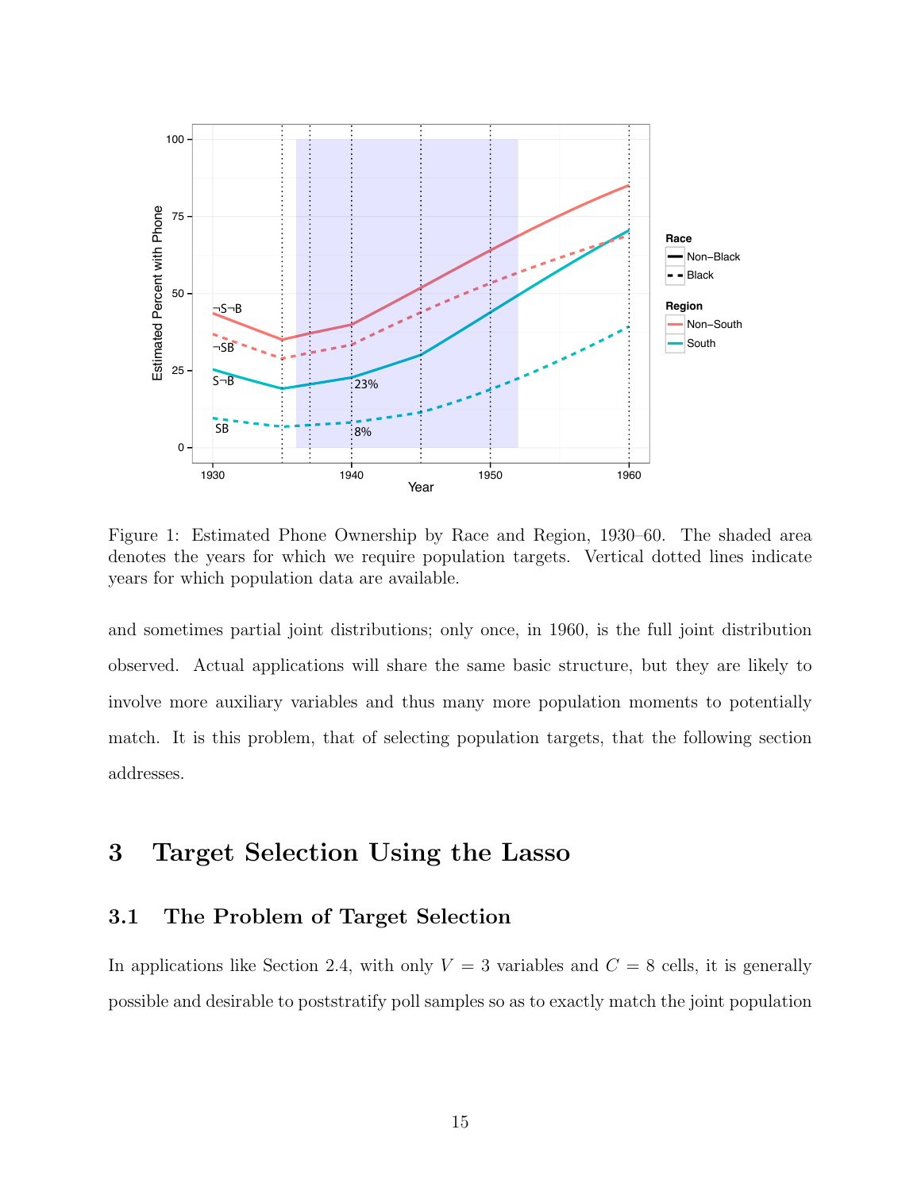Figure 1: Estimated Phone Ownership by Race and Region, 1930–60. The shaded area denotes the years for which we require population targets. Vertical dotted lines indicate years for which population data are available.

and sometimes partial joint distributions; only once, in 1960, is the full joint distribution observed. Actual applications will share the same basic structure, but they are likely to involve more auxiliary variables and thus many more population moments to potentially match. It is this problem, that of selecting population targets, that the following section addresses.

# 3 Target Selection Using the Lasso

## 3.1 The Problem of Target Selection

In applications like Section 2.4, with only $V = 3$ variables and $C = 8$ cells, it is generally possible and desirable to poststratify poll samples so as to exactly match the joint population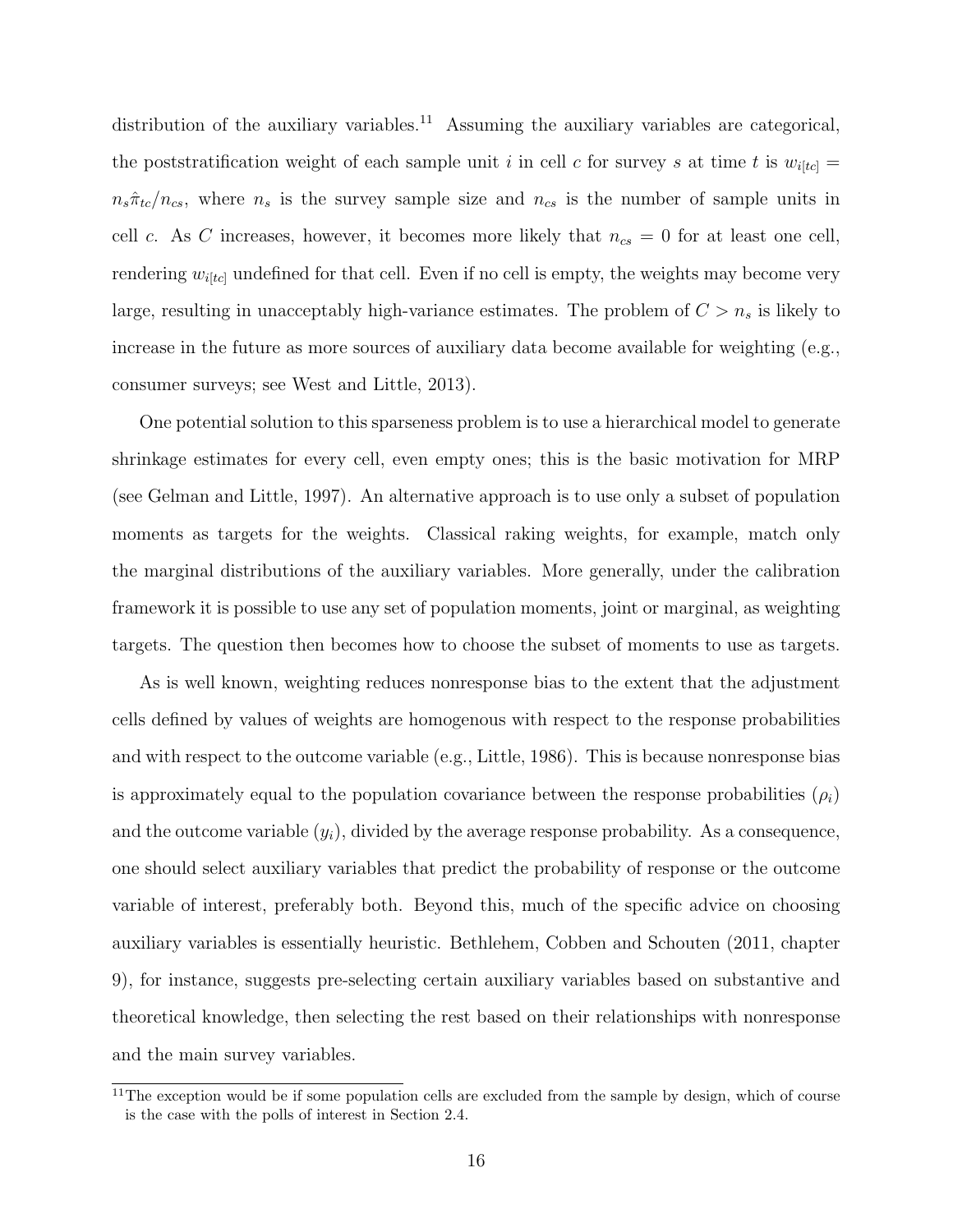distribution of the auxiliary variables.[11] Assuming the auxiliary variables are categorical, the poststratification weight of each sample unit $i$ in cell $c$ for survey $s$ at time $t$ is $w_{i[tc]} = n_s \hat{\pi}_{tc}/n_{cs}$, where $n_s$ is the survey sample size and $n_{cs}$ is the number of sample units in cell $c$. As $C$ increases, however, it becomes more likely that $n_{cs} = 0$ for at least one cell, rendering $w_{i[tc]}$ undefined for that cell. Even if no cell is empty, the weights may become very large, resulting in unacceptably high-variance estimates. The problem of $C > n_s$ is likely to increase in the future as more sources of auxiliary data become available for weighting (e.g., consumer surveys; see West and Little, 2013).

One potential solution to this sparseness problem is to use a hierarchical model to generate shrinkage estimates for every cell, even empty ones; this is the basic motivation for MRP (see Gelman and Little, 1997). An alternative approach is to use only a subset of population moments as targets for the weights. Classical raking weights, for example, match only the marginal distributions of the auxiliary variables. More generally, under the calibration framework it is possible to use any set of population moments, joint or marginal, as weighting targets. The question then becomes how to choose the subset of moments to use as targets.

As is well known, weighting reduces nonresponse bias to the extent that the adjustment cells defined by values of weights are homogenous with respect to the response probabilities and with respect to the outcome variable (e.g., Little, 1986). This is because nonresponse bias is approximately equal to the population covariance between the response probabilities ($\rho_i$) and the outcome variable ($y_i$), divided by the average response probability. As a consequence, one should select auxiliary variables that predict the probability of response or the outcome variable of interest, preferably both. Beyond this, much of the specific advice on choosing auxiliary variables is essentially heuristic. Bethlehem, Cobben and Schouten (2011, chapter 9), for instance, suggests pre-selecting certain auxiliary variables based on substantive and theoretical knowledge, then selecting the rest based on their relationships with nonresponse and the main survey variables.

[11] The exception would be if some population cells are excluded from the sample by design, which of course is the case with the polls of interest in Section 2.4.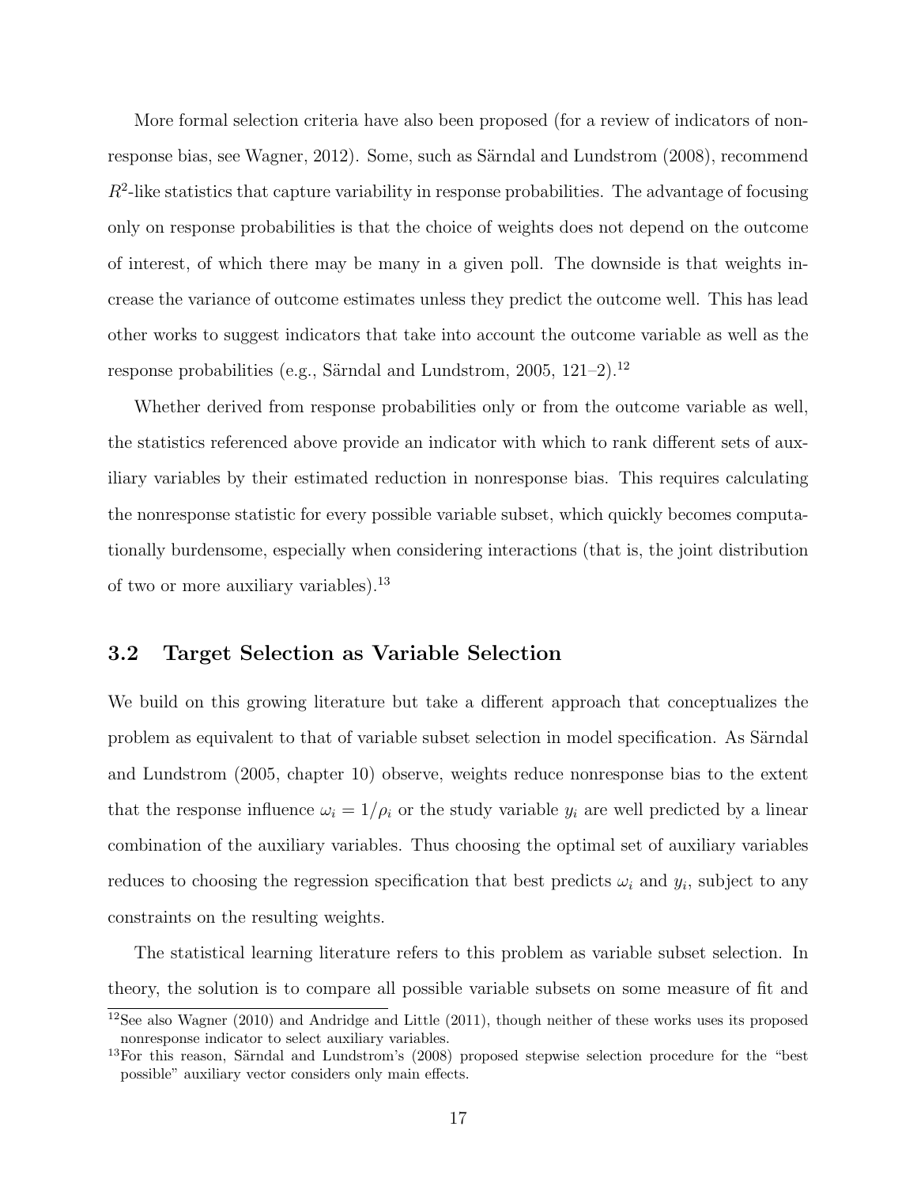More formal selection criteria have also been proposed (for a review of indicators of nonresponse bias, see Wagner, 2012). Some, such as Särndal and Lundstrom (2008), recommend $R^2$-like statistics that capture variability in response probabilities. The advantage of focusing only on response probabilities is that the choice of weights does not depend on the outcome of interest, of which there may be many in a given poll. The downside is that weights increase the variance of outcome estimates unless they predict the outcome well. This has lead other works to suggest indicators that take into account the outcome variable as well as the response probabilities (e.g., Särndal and Lundstrom, 2005, 121–2).[12]

Whether derived from response probabilities only or from the outcome variable as well, the statistics referenced above provide an indicator with which to rank different sets of auxiliary variables by their estimated reduction in nonresponse bias. This requires calculating the nonresponse statistic for every possible variable subset, which quickly becomes computationally burdensome, especially when considering interactions (that is, the joint distribution of two or more auxiliary variables).[13]

### 3.2 Target Selection as Variable Selection

We build on this growing literature but take a different approach that conceptualizes the problem as equivalent to that of variable subset selection in model specification. As Särndal and Lundstrom (2005, chapter 10) observe, weights reduce nonresponse bias to the extent that the response influence $\omega_i = 1/\rho_i$ or the study variable $y_i$ are well predicted by a linear combination of the auxiliary variables. Thus choosing the optimal set of auxiliary variables reduces to choosing the regression specification that best predicts $\omega_i$ and $y_i$, subject to any constraints on the resulting weights.

The statistical learning literature refers to this problem as variable subset selection. In theory, the solution is to compare all possible variable subsets on some measure of fit and

[12] See also Wagner (2010) and Andridge and Little (2011), though neither of these works uses its proposed nonresponse indicator to select auxiliary variables.

[13] For this reason, Särndal and Lundstrom's (2008) proposed stepwise selection procedure for the "best possible" auxiliary vector considers only main effects.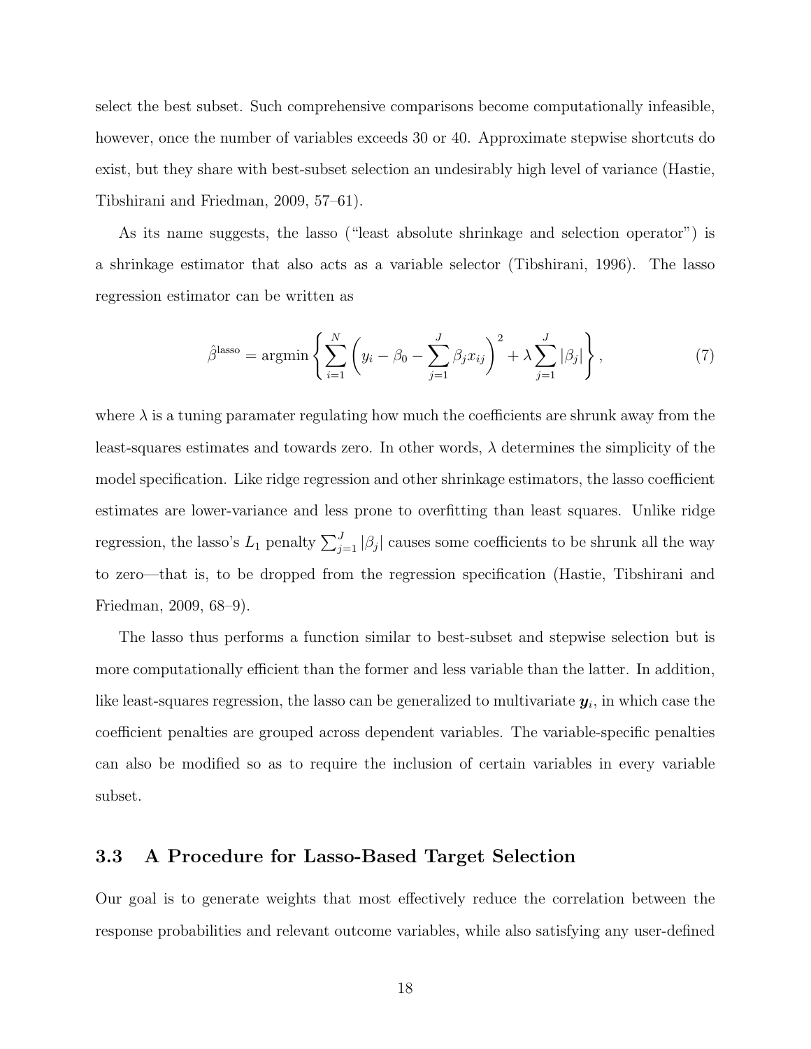select the best subset. Such comprehensive comparisons become computationally infeasible, however, once the number of variables exceeds 30 or 40. Approximate stepwise shortcuts do exist, but they share with best-subset selection an undesirably high level of variance (Hastie, Tibshirani and Friedman, 2009, 57–61).

As its name suggests, the lasso ("least absolute shrinkage and selection operator") is a shrinkage estimator that also acts as a variable selector (Tibshirani, 1996). The lasso regression estimator can be written as

$$\hat{\beta}^{\text{lasso}} = \operatorname{argmin} \left\{ \sum_{i=1}^{N} \left( y_i - \beta_0 - \sum_{j=1}^{J} \beta_j x_{ij} \right)^2 + \lambda \sum_{j=1}^{J} |\beta_j| \right\}, \tag{7}$$

where $\lambda$ is a tuning paramater regulating how much the coefficients are shrunk away from the least-squares estimates and towards zero. In other words, $\lambda$ determines the simplicity of the model specification. Like ridge regression and other shrinkage estimators, the lasso coefficient estimates are lower-variance and less prone to overfitting than least squares. Unlike ridge regression, the lasso's $L_1$ penalty $\sum_{j=1}^{J} |\beta_j|$ causes some coefficients to be shrunk all the way to zero—that is, to be dropped from the regression specification (Hastie, Tibshirani and Friedman, 2009, 68–9).

The lasso thus performs a function similar to best-subset and stepwise selection but is more computationally efficient than the former and less variable than the latter. In addition, like least-squares regression, the lasso can be generalized to multivariate $\boldsymbol{y}_i$, in which case the coefficient penalties are grouped across dependent variables. The variable-specific penalties can also be modified so as to require the inclusion of certain variables in every variable subset.

### 3.3 A Procedure for Lasso-Based Target Selection

Our goal is to generate weights that most effectively reduce the correlation between the response probabilities and relevant outcome variables, while also satisfying any user-defined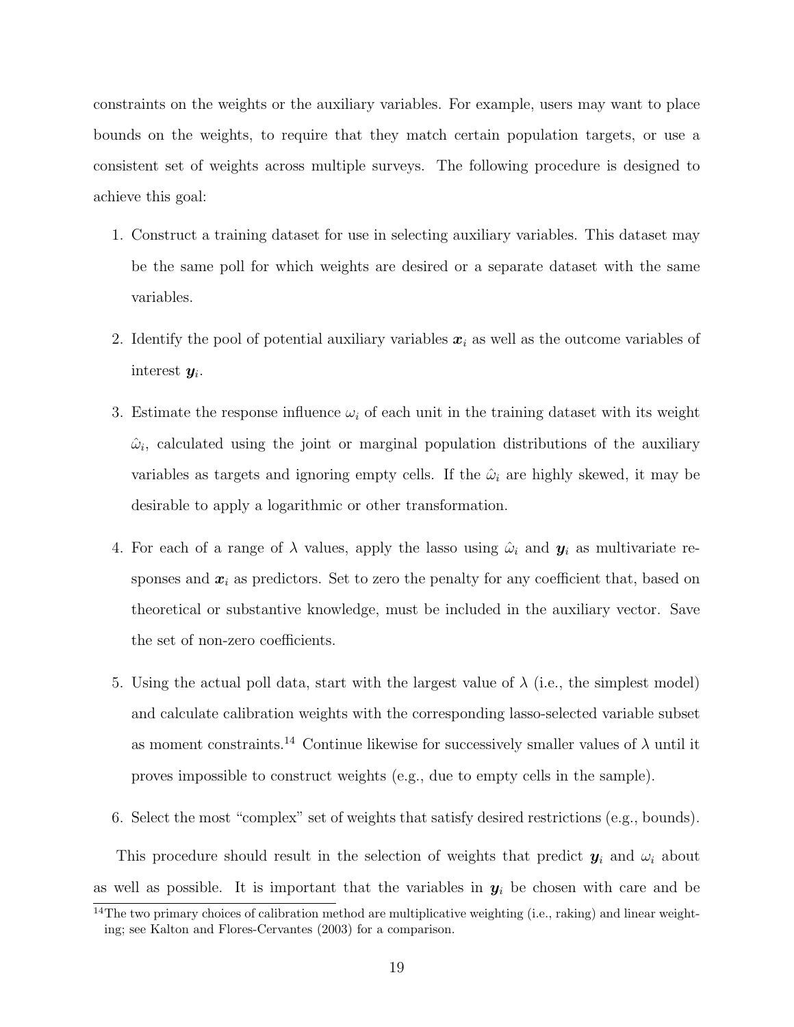constraints on the weights or the auxiliary variables. For example, users may want to place bounds on the weights, to require that they match certain population targets, or use a consistent set of weights across multiple surveys. The following procedure is designed to achieve this goal:

1. Construct a training dataset for use in selecting auxiliary variables. This dataset may be the same poll for which weights are desired or a separate dataset with the same variables.

2. Identify the pool of potential auxiliary variables $\boldsymbol{x}_i$ as well as the outcome variables of interest $\boldsymbol{y}_i$.

3. Estimate the response influence $\omega_i$ of each unit in the training dataset with its weight $\hat{\omega}_i$, calculated using the joint or marginal population distributions of the auxiliary variables as targets and ignoring empty cells. If the $\hat{\omega}_i$ are highly skewed, it may be desirable to apply a logarithmic or other transformation.

4. For each of a range of $\lambda$ values, apply the lasso using $\hat{\omega}_i$ and $\boldsymbol{y}_i$ as multivariate responses and $\boldsymbol{x}_i$ as predictors. Set to zero the penalty for any coefficient that, based on theoretical or substantive knowledge, must be included in the auxiliary vector. Save the set of non-zero coefficients.

5. Using the actual poll data, start with the largest value of $\lambda$ (i.e., the simplest model) and calculate calibration weights with the corresponding lasso-selected variable subset as moment constraints.[14] Continue likewise for successively smaller values of $\lambda$ until it proves impossible to construct weights (e.g., due to empty cells in the sample).

6. Select the most "complex" set of weights that satisfy desired restrictions (e.g., bounds).

This procedure should result in the selection of weights that predict $\boldsymbol{y}_i$ and $\omega_i$ about as well as possible. It is important that the variables in $\boldsymbol{y}_i$ be chosen with care and be

[14] The two primary choices of calibration method are multiplicative weighting (i.e., raking) and linear weighting; see Kalton and Flores-Cervantes (2003) for a comparison.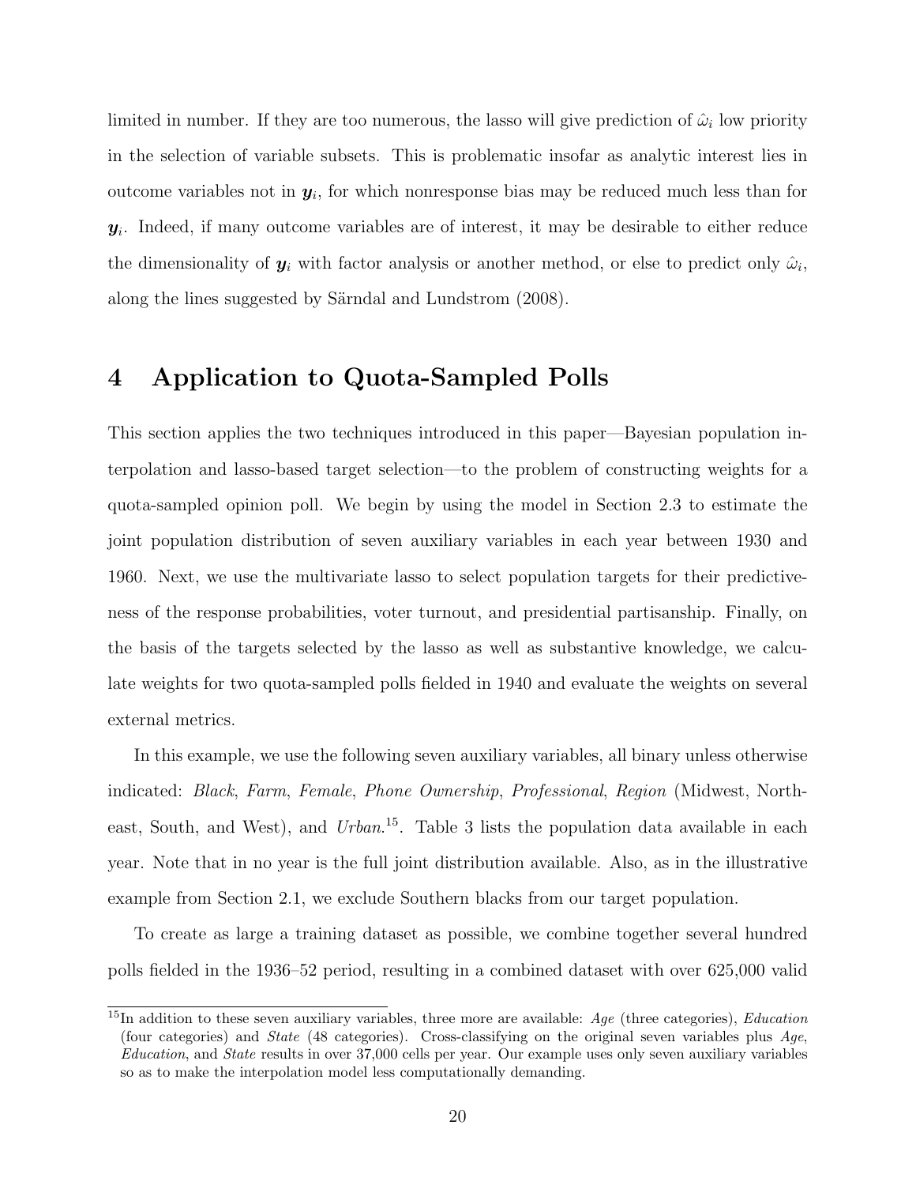limited in number. If they are too numerous, the lasso will give prediction of $\hat{\omega}_i$ low priority in the selection of variable subsets. This is problematic insofar as analytic interest lies in outcome variables not in $\boldsymbol{y}_i$, for which nonresponse bias may be reduced much less than for $\boldsymbol{y}_i$. Indeed, if many outcome variables are of interest, it may be desirable to either reduce the dimensionality of $\boldsymbol{y}_i$ with factor analysis or another method, or else to predict only $\hat{\omega}_i$, along the lines suggested by Särndal and Lundstrom (2008).

# 4 Application to Quota-Sampled Polls

This section applies the two techniques introduced in this paper—Bayesian population interpolation and lasso-based target selection—to the problem of constructing weights for a quota-sampled opinion poll. We begin by using the model in Section 2.3 to estimate the joint population distribution of seven auxiliary variables in each year between 1930 and 1960. Next, we use the multivariate lasso to select population targets for their predictiveness of the response probabilities, voter turnout, and presidential partisanship. Finally, on the basis of the targets selected by the lasso as well as substantive knowledge, we calculate weights for two quota-sampled polls fielded in 1940 and evaluate the weights on several external metrics.

In this example, we use the following seven auxiliary variables, all binary unless otherwise indicated: *Black*, *Farm*, *Female*, *Phone Ownership*, *Professional*, *Region* (Midwest, Northeast, South, and West), and *Urban*.[15]. Table 3 lists the population data available in each year. Note that in no year is the full joint distribution available. Also, as in the illustrative example from Section 2.1, we exclude Southern blacks from our target population.

To create as large a training dataset as possible, we combine together several hundred polls fielded in the 1936–52 period, resulting in a combined dataset with over 625,000 valid

[15] In addition to these seven auxiliary variables, three more are available: *Age* (three categories), *Education* (four categories) and *State* (48 categories). Cross-classifying on the original seven variables plus *Age*, *Education*, and *State* results in over 37,000 cells per year. Our example uses only seven auxiliary variables so as to make the interpolation model less computationally demanding.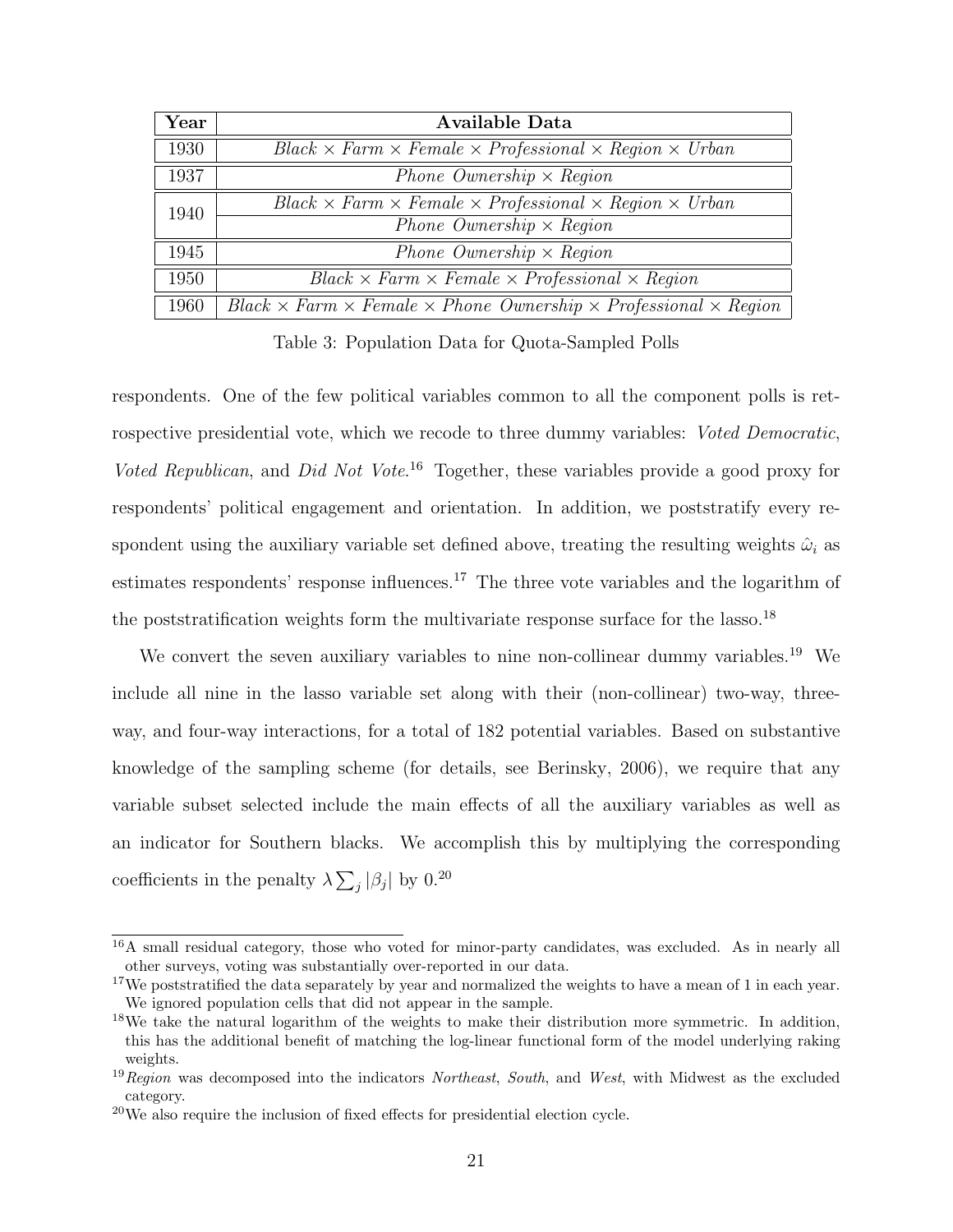| Year | Available Data |
|---|---|
| 1930 | *Black* × *Farm* × *Female* × *Professional* × *Region* × *Urban* |
| 1937 | *Phone Ownership* × *Region* |
| 1940 | *Black* × *Farm* × *Female* × *Professional* × *Region* × *Urban* |
| | *Phone Ownership* × *Region* |
| 1945 | *Phone Ownership* × *Region* |
| 1950 | *Black* × *Farm* × *Female* × *Professional* × *Region* |
| 1960 | *Black* × *Farm* × *Female* × *Phone Ownership* × *Professional* × *Region* |

Table 3: Population Data for Quota-Sampled Polls

respondents. One of the few political variables common to all the component polls is retrospective presidential vote, which we recode to three dummy variables: *Voted Democratic*, *Voted Republican*, and *Did Not Vote*.[16] Together, these variables provide a good proxy for respondents' political engagement and orientation. In addition, we poststratify every respondent using the auxiliary variable set defined above, treating the resulting weights $\hat{\omega}_i$ as estimates respondents' response influences.[17] The three vote variables and the logarithm of the poststratification weights form the multivariate response surface for the lasso.[18]

We convert the seven auxiliary variables to nine non-collinear dummy variables.[19] We include all nine in the lasso variable set along with their (non-collinear) two-way, three-way, and four-way interactions, for a total of 182 potential variables. Based on substantive knowledge of the sampling scheme (for details, see Berinsky, 2006), we require that any variable subset selected include the main effects of all the auxiliary variables as well as an indicator for Southern blacks. We accomplish this by multiplying the corresponding coefficients in the penalty $\lambda \sum_j |\beta_j|$ by 0.[20]

[16] A small residual category, those who voted for minor-party candidates, was excluded. As in nearly all other surveys, voting was substantially over-reported in our data.

[17] We poststratified the data separately by year and normalized the weights to have a mean of 1 in each year. We ignored population cells that did not appear in the sample.

[18] We take the natural logarithm of the weights to make their distribution more symmetric. In addition, this has the additional benefit of matching the log-linear functional form of the model underlying raking weights.

[19] *Region* was decomposed into the indicators *Northeast*, *South*, and *West*, with Midwest as the excluded category.

[20] We also require the inclusion of fixed effects for presidential election cycle.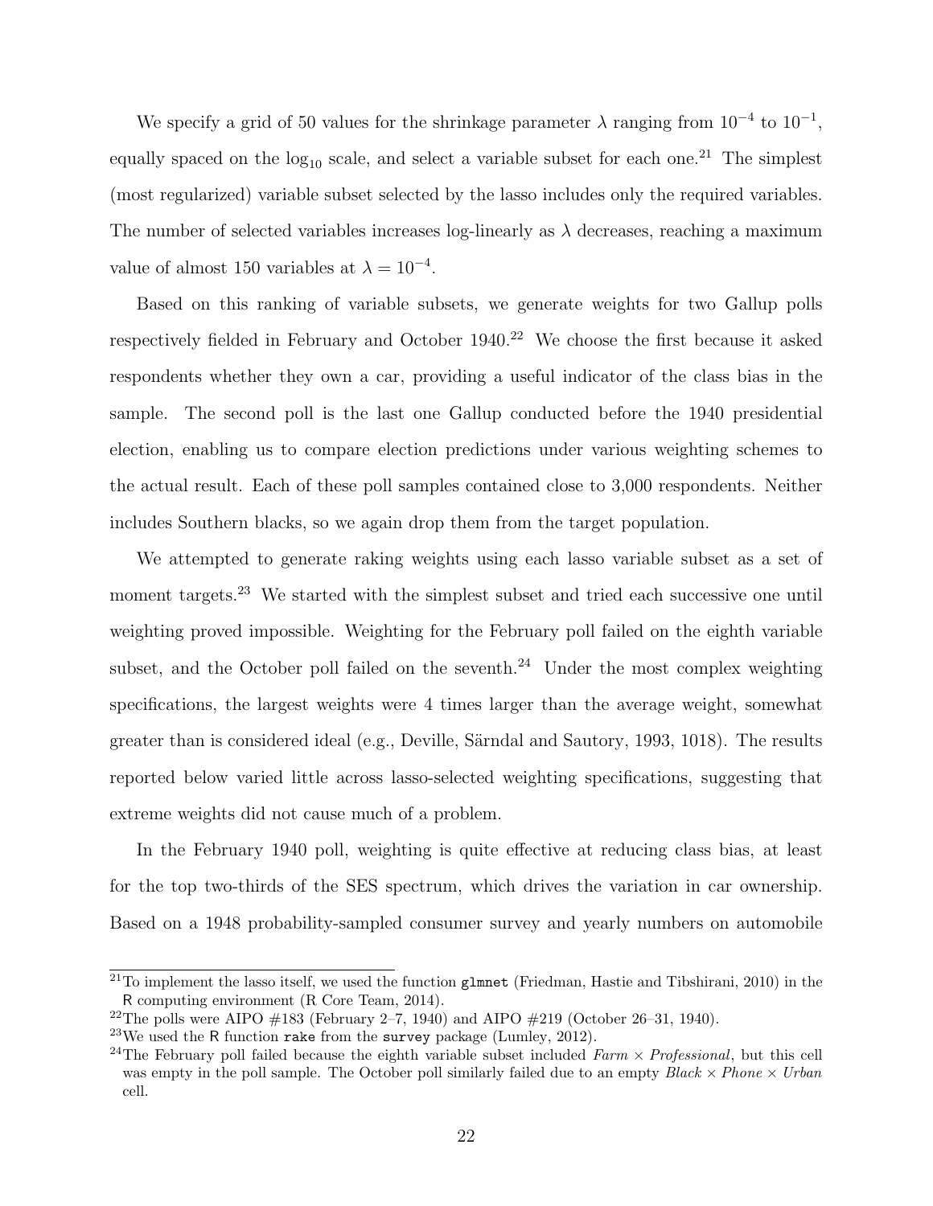We specify a grid of 50 values for the shrinkage parameter $\lambda$ ranging from $10^{-4}$ to $10^{-1}$, equally spaced on the $\log_{10}$ scale, and select a variable subset for each one.[21] The simplest (most regularized) variable subset selected by the lasso includes only the required variables. The number of selected variables increases log-linearly as $\lambda$ decreases, reaching a maximum value of almost 150 variables at $\lambda = 10^{-4}$.

Based on this ranking of variable subsets, we generate weights for two Gallup polls respectively fielded in February and October 1940.[22] We choose the first because it asked respondents whether they own a car, providing a useful indicator of the class bias in the sample. The second poll is the last one Gallup conducted before the 1940 presidential election, enabling us to compare election predictions under various weighting schemes to the actual result. Each of these poll samples contained close to 3,000 respondents. Neither includes Southern blacks, so we again drop them from the target population.

We attempted to generate raking weights using each lasso variable subset as a set of moment targets.[23] We started with the simplest subset and tried each successive one until weighting proved impossible. Weighting for the February poll failed on the eighth variable subset, and the October poll failed on the seventh.[24] Under the most complex weighting specifications, the largest weights were 4 times larger than the average weight, somewhat greater than is considered ideal (e.g., Deville, Särndal and Sautory, 1993, 1018). The results reported below varied little across lasso-selected weighting specifications, suggesting that extreme weights did not cause much of a problem.

In the February 1940 poll, weighting is quite effective at reducing class bias, at least for the top two-thirds of the SES spectrum, which drives the variation in car ownership. Based on a 1948 probability-sampled consumer survey and yearly numbers on automobile

---

[21] To implement the lasso itself, we used the function `glmnet` (Friedman, Hastie and Tibshirani, 2010) in the R computing environment (R Core Team, 2014).

[22] The polls were AIPO #183 (February 2–7, 1940) and AIPO #219 (October 26–31, 1940).

[23] We used the R function `rake` from the `survey` package (Lumley, 2012).

[24] The February poll failed because the eighth variable subset included *Farm* × *Professional*, but this cell was empty in the poll sample. The October poll similarly failed due to an empty *Black* × *Phone* × *Urban* cell.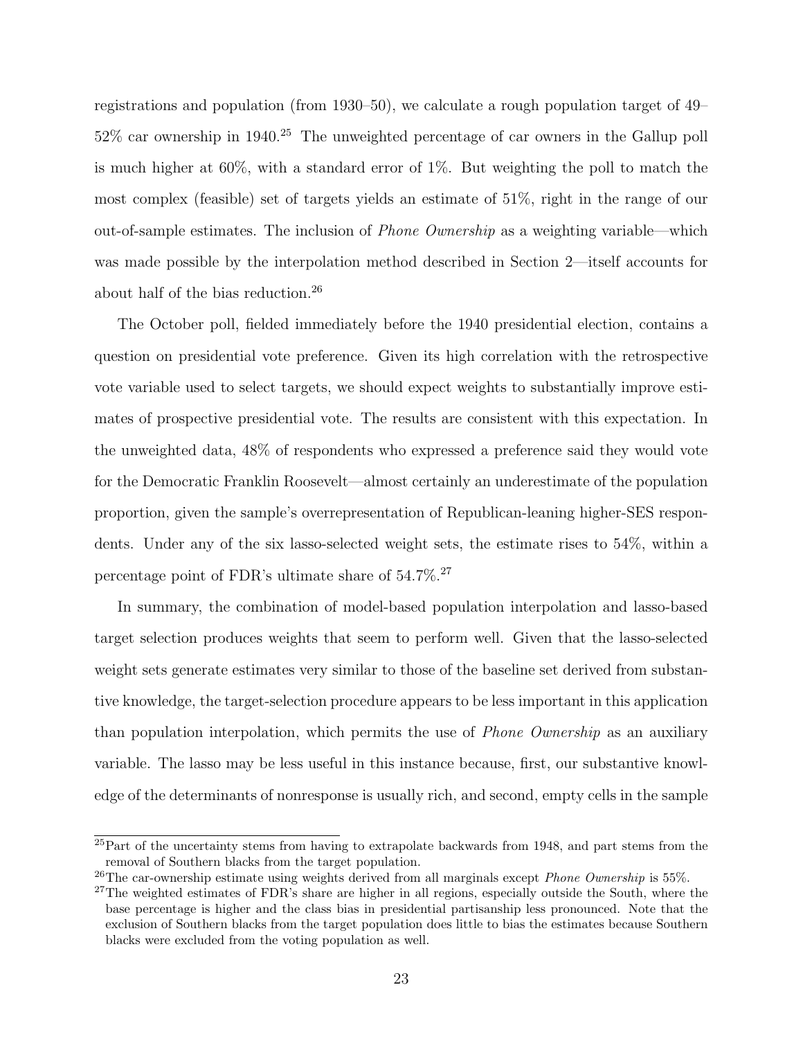registrations and population (from 1930–50), we calculate a rough population target of 49–52% car ownership in 1940.[25] The unweighted percentage of car owners in the Gallup poll is much higher at 60%, with a standard error of 1%. But weighting the poll to match the most complex (feasible) set of targets yields an estimate of 51%, right in the range of our out-of-sample estimates. The inclusion of *Phone Ownership* as a weighting variable—which was made possible by the interpolation method described in Section 2—itself accounts for about half of the bias reduction.[26]

The October poll, fielded immediately before the 1940 presidential election, contains a question on presidential vote preference. Given its high correlation with the retrospective vote variable used to select targets, we should expect weights to substantially improve estimates of prospective presidential vote. The results are consistent with this expectation. In the unweighted data, 48% of respondents who expressed a preference said they would vote for the Democratic Franklin Roosevelt—almost certainly an underestimate of the population proportion, given the sample's overrepresentation of Republican-leaning higher-SES respondents. Under any of the six lasso-selected weight sets, the estimate rises to 54%, within a percentage point of FDR's ultimate share of 54.7%.[27]

In summary, the combination of model-based population interpolation and lasso-based target selection produces weights that seem to perform well. Given that the lasso-selected weight sets generate estimates very similar to those of the baseline set derived from substantive knowledge, the target-selection procedure appears to be less important in this application than population interpolation, which permits the use of *Phone Ownership* as an auxiliary variable. The lasso may be less useful in this instance because, first, our substantive knowledge of the determinants of nonresponse is usually rich, and second, empty cells in the sample

[25] Part of the uncertainty stems from having to extrapolate backwards from 1948, and part stems from the removal of Southern blacks from the target population.

[26] The car-ownership estimate using weights derived from all marginals except *Phone Ownership* is 55%.

[27] The weighted estimates of FDR's share are higher in all regions, especially outside the South, where the base percentage is higher and the class bias in presidential partisanship less pronounced. Note that the exclusion of Southern blacks from the target population does little to bias the estimates because Southern blacks were excluded from the voting population as well.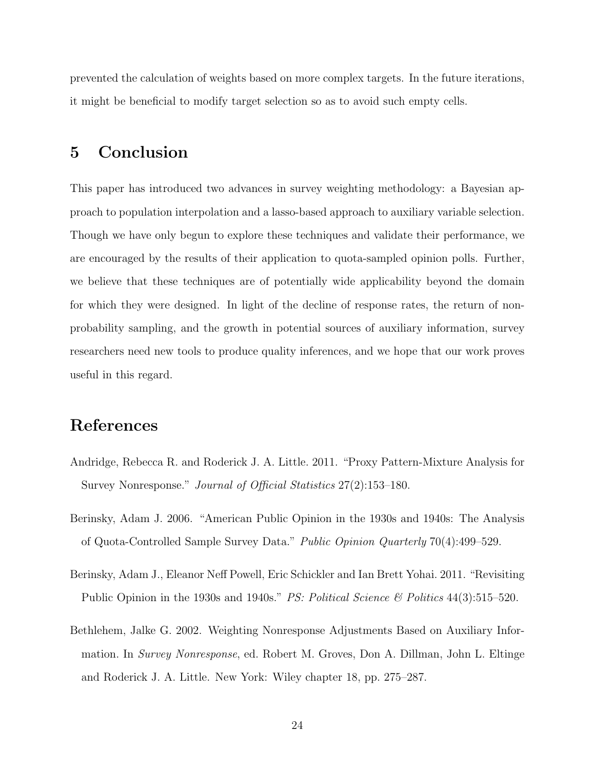prevented the calculation of weights based on more complex targets. In the future iterations, it might be beneficial to modify target selection so as to avoid such empty cells.

# 5 Conclusion

This paper has introduced two advances in survey weighting methodology: a Bayesian approach to population interpolation and a lasso-based approach to auxiliary variable selection. Though we have only begun to explore these techniques and validate their performance, we are encouraged by the results of their application to quota-sampled opinion polls. Further, we believe that these techniques are of potentially wide applicability beyond the domain for which they were designed. In light of the decline of response rates, the return of non-probability sampling, and the growth in potential sources of auxiliary information, survey researchers need new tools to produce quality inferences, and we hope that our work proves useful in this regard.

# References

Andridge, Rebecca R. and Roderick J. A. Little. 2011. "Proxy Pattern-Mixture Analysis for Survey Nonresponse." *Journal of Official Statistics* 27(2):153–180.

Berinsky, Adam J. 2006. "American Public Opinion in the 1930s and 1940s: The Analysis of Quota-Controlled Sample Survey Data." *Public Opinion Quarterly* 70(4):499–529.

Berinsky, Adam J., Eleanor Neff Powell, Eric Schickler and Ian Brett Yohai. 2011. "Revisiting Public Opinion in the 1930s and 1940s." *PS: Political Science & Politics* 44(3):515–520.

Bethlehem, Jalke G. 2002. Weighting Nonresponse Adjustments Based on Auxiliary Information. In *Survey Nonresponse*, ed. Robert M. Groves, Don A. Dillman, John L. Eltinge and Roderick J. A. Little. New York: Wiley chapter 18, pp. 275–287.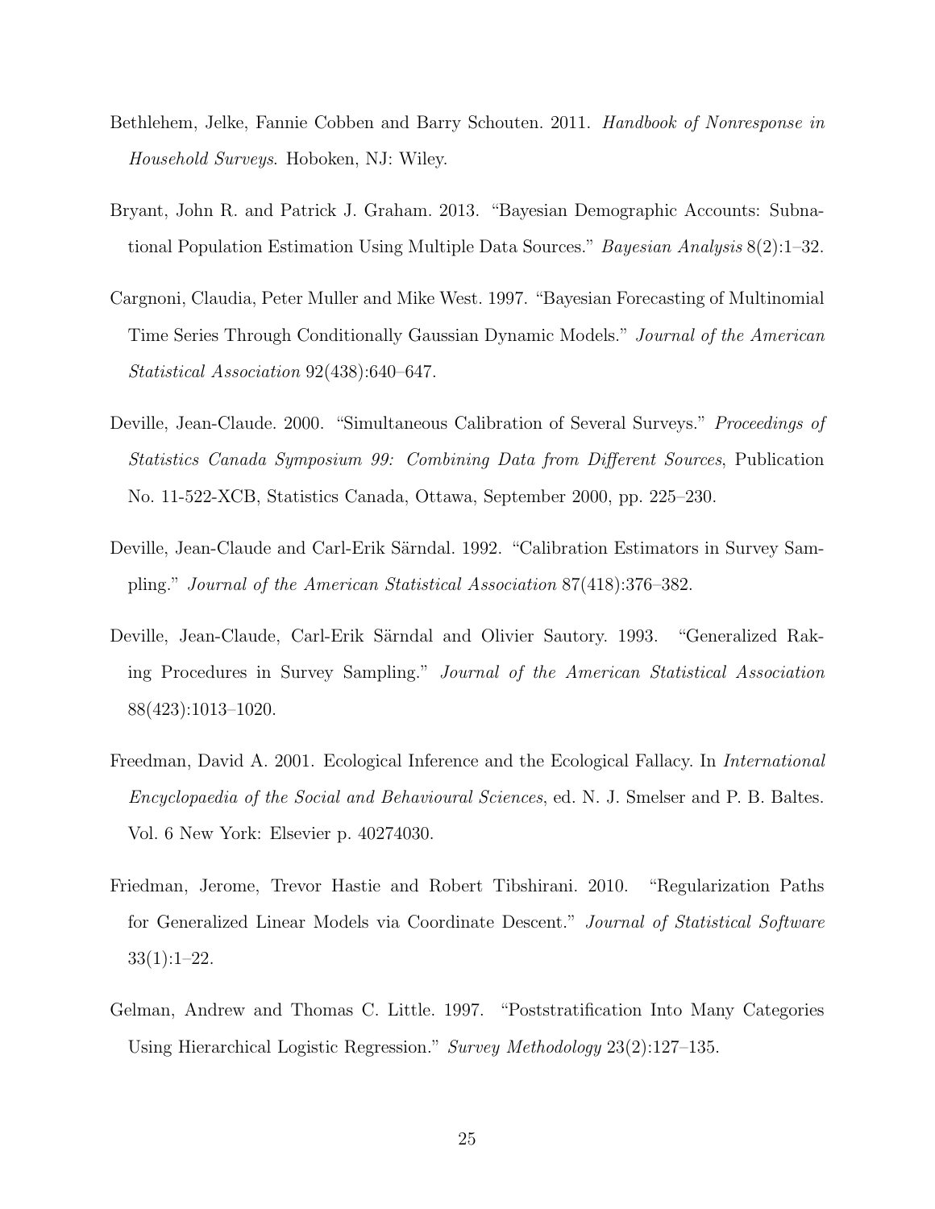Bethlehem, Jelke, Fannie Cobben and Barry Schouten. 2011. *Handbook of Nonresponse in Household Surveys*. Hoboken, NJ: Wiley.

Bryant, John R. and Patrick J. Graham. 2013. "Bayesian Demographic Accounts: Subnational Population Estimation Using Multiple Data Sources." *Bayesian Analysis* 8(2):1–32.

Cargnoni, Claudia, Peter Muller and Mike West. 1997. "Bayesian Forecasting of Multinomial Time Series Through Conditionally Gaussian Dynamic Models." *Journal of the American Statistical Association* 92(438):640–647.

Deville, Jean-Claude. 2000. "Simultaneous Calibration of Several Surveys." *Proceedings of Statistics Canada Symposium 99: Combining Data from Different Sources*, Publication No. 11-522-XCB, Statistics Canada, Ottawa, September 2000, pp. 225–230.

Deville, Jean-Claude and Carl-Erik Särndal. 1992. "Calibration Estimators in Survey Sampling." *Journal of the American Statistical Association* 87(418):376–382.

Deville, Jean-Claude, Carl-Erik Särndal and Olivier Sautory. 1993. "Generalized Raking Procedures in Survey Sampling." *Journal of the American Statistical Association* 88(423):1013–1020.

Freedman, David A. 2001. Ecological Inference and the Ecological Fallacy. In *International Encyclopaedia of the Social and Behavioural Sciences*, ed. N. J. Smelser and P. B. Baltes. Vol. 6 New York: Elsevier p. 40274030.

Friedman, Jerome, Trevor Hastie and Robert Tibshirani. 2010. "Regularization Paths for Generalized Linear Models via Coordinate Descent." *Journal of Statistical Software* 33(1):1–22.

Gelman, Andrew and Thomas C. Little. 1997. "Poststratification Into Many Categories Using Hierarchical Logistic Regression." *Survey Methodology* 23(2):127–135.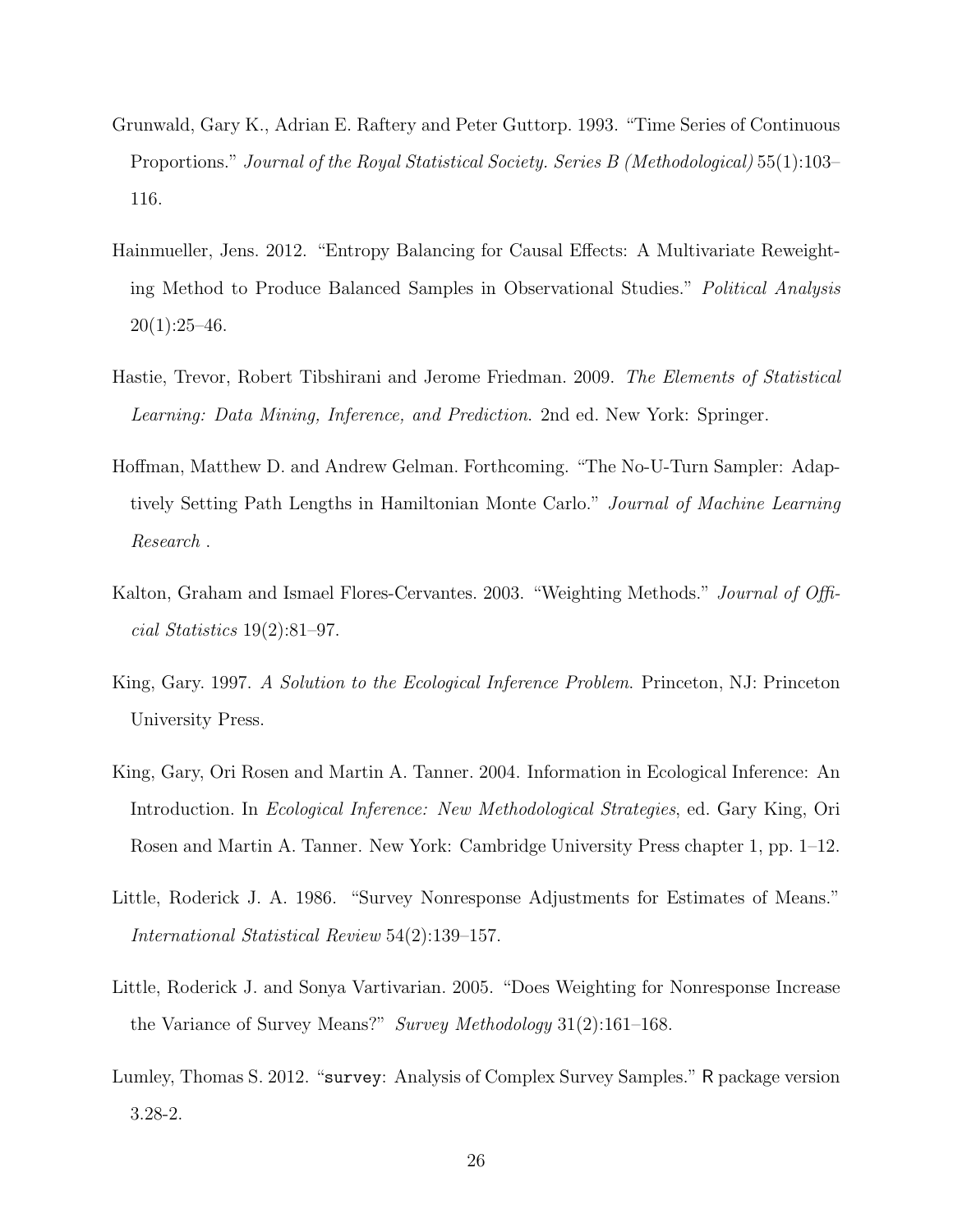Grunwald, Gary K., Adrian E. Raftery and Peter Guttorp. 1993. "Time Series of Continuous Proportions." *Journal of the Royal Statistical Society. Series B (Methodological)* 55(1):103–116.

Hainmueller, Jens. 2012. "Entropy Balancing for Causal Effects: A Multivariate Reweighting Method to Produce Balanced Samples in Observational Studies." *Political Analysis* 20(1):25–46.

Hastie, Trevor, Robert Tibshirani and Jerome Friedman. 2009. *The Elements of Statistical Learning: Data Mining, Inference, and Prediction*. 2nd ed. New York: Springer.

Hoffman, Matthew D. and Andrew Gelman. Forthcoming. "The No-U-Turn Sampler: Adaptively Setting Path Lengths in Hamiltonian Monte Carlo." *Journal of Machine Learning Research* .

Kalton, Graham and Ismael Flores-Cervantes. 2003. "Weighting Methods." *Journal of Official Statistics* 19(2):81–97.

King, Gary. 1997. *A Solution to the Ecological Inference Problem*. Princeton, NJ: Princeton University Press.

King, Gary, Ori Rosen and Martin A. Tanner. 2004. Information in Ecological Inference: An Introduction. In *Ecological Inference: New Methodological Strategies*, ed. Gary King, Ori Rosen and Martin A. Tanner. New York: Cambridge University Press chapter 1, pp. 1–12.

Little, Roderick J. A. 1986. "Survey Nonresponse Adjustments for Estimates of Means." *International Statistical Review* 54(2):139–157.

Little, Roderick J. and Sonya Vartivarian. 2005. "Does Weighting for Nonresponse Increase the Variance of Survey Means?" *Survey Methodology* 31(2):161–168.

Lumley, Thomas S. 2012. "`survey`: Analysis of Complex Survey Samples." R package version 3.28-2.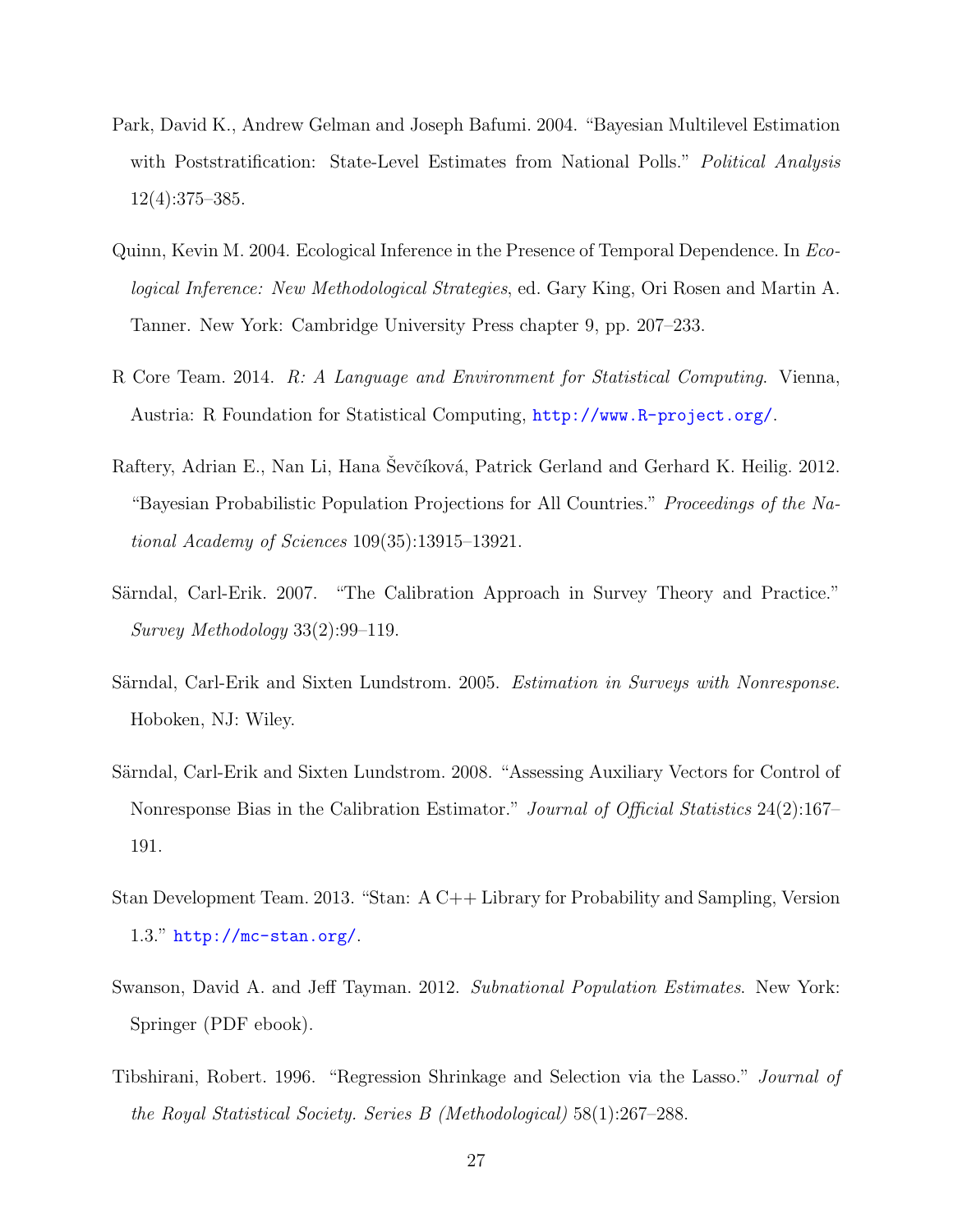Park, David K., Andrew Gelman and Joseph Bafumi. 2004. "Bayesian Multilevel Estimation with Poststratification: State-Level Estimates from National Polls." *Political Analysis* 12(4):375–385.

Quinn, Kevin M. 2004. Ecological Inference in the Presence of Temporal Dependence. In *Ecological Inference: New Methodological Strategies*, ed. Gary King, Ori Rosen and Martin A. Tanner. New York: Cambridge University Press chapter 9, pp. 207–233.

R Core Team. 2014. *R: A Language and Environment for Statistical Computing*. Vienna, Austria: R Foundation for Statistical Computing, http://www.R-project.org/.

Raftery, Adrian E., Nan Li, Hana Ševčíková, Patrick Gerland and Gerhard K. Heilig. 2012. "Bayesian Probabilistic Population Projections for All Countries." *Proceedings of the National Academy of Sciences* 109(35):13915–13921.

Särndal, Carl-Erik. 2007. "The Calibration Approach in Survey Theory and Practice." *Survey Methodology* 33(2):99–119.

Särndal, Carl-Erik and Sixten Lundstrom. 2005. *Estimation in Surveys with Nonresponse*. Hoboken, NJ: Wiley.

Särndal, Carl-Erik and Sixten Lundstrom. 2008. "Assessing Auxiliary Vectors for Control of Nonresponse Bias in the Calibration Estimator." *Journal of Official Statistics* 24(2):167–191.

Stan Development Team. 2013. "Stan: A C++ Library for Probability and Sampling, Version 1.3." http://mc-stan.org/.

Swanson, David A. and Jeff Tayman. 2012. *Subnational Population Estimates*. New York: Springer (PDF ebook).

Tibshirani, Robert. 1996. "Regression Shrinkage and Selection via the Lasso." *Journal of the Royal Statistical Society. Series B (Methodological)* 58(1):267–288.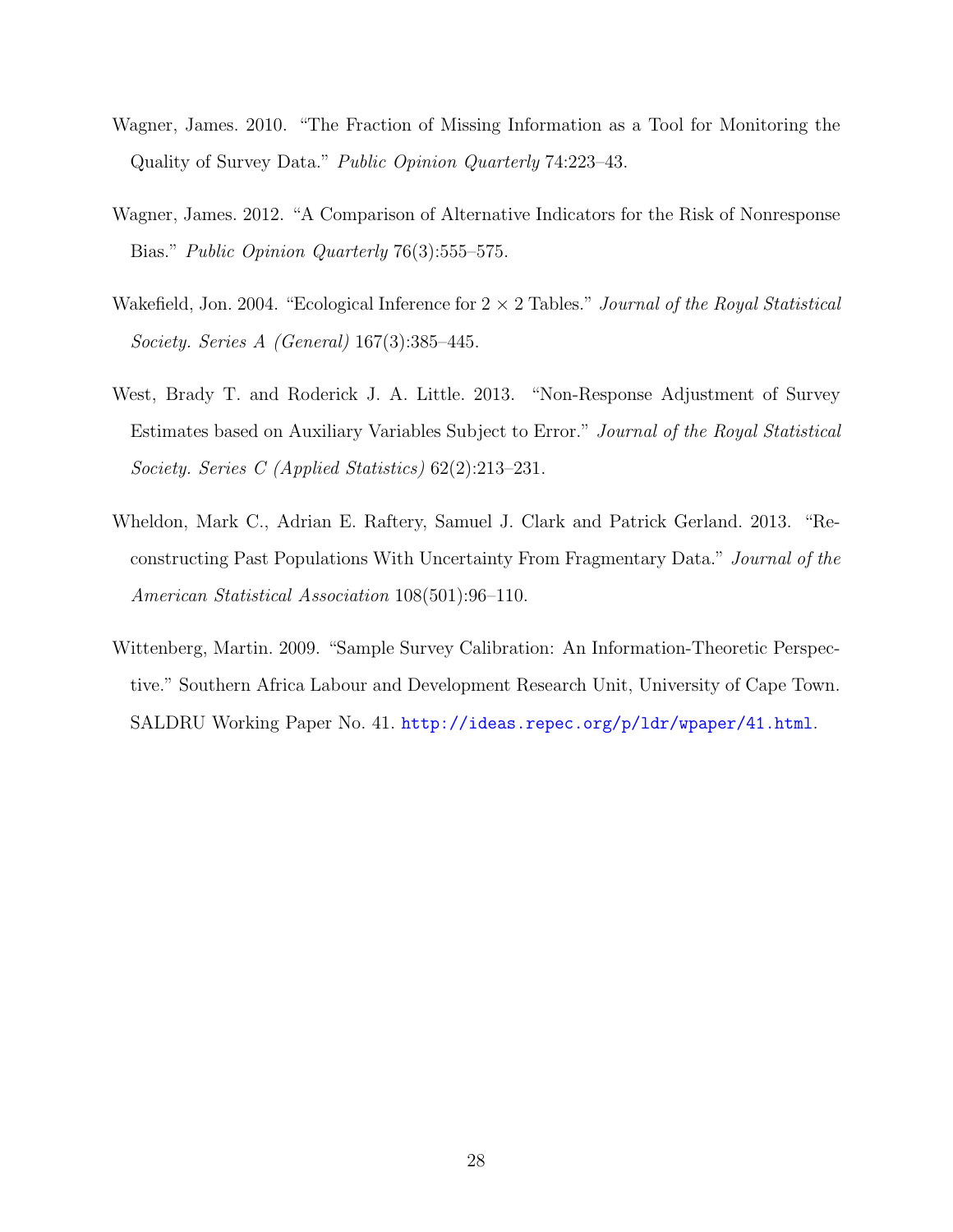Wagner, James. 2010. "The Fraction of Missing Information as a Tool for Monitoring the Quality of Survey Data." *Public Opinion Quarterly* 74:223–43.

Wagner, James. 2012. "A Comparison of Alternative Indicators for the Risk of Nonresponse Bias." *Public Opinion Quarterly* 76(3):555–575.

Wakefield, Jon. 2004. "Ecological Inference for $2 \times 2$ Tables." *Journal of the Royal Statistical Society. Series A (General)* 167(3):385–445.

West, Brady T. and Roderick J. A. Little. 2013. "Non-Response Adjustment of Survey Estimates based on Auxiliary Variables Subject to Error." *Journal of the Royal Statistical Society. Series C (Applied Statistics)* 62(2):213–231.

Wheldon, Mark C., Adrian E. Raftery, Samuel J. Clark and Patrick Gerland. 2013. "Reconstructing Past Populations With Uncertainty From Fragmentary Data." *Journal of the American Statistical Association* 108(501):96–110.

Wittenberg, Martin. 2009. "Sample Survey Calibration: An Information-Theoretic Perspective." Southern Africa Labour and Development Research Unit, University of Cape Town. SALDRU Working Paper No. 41. http://ideas.repec.org/p/ldr/wpaper/41.html.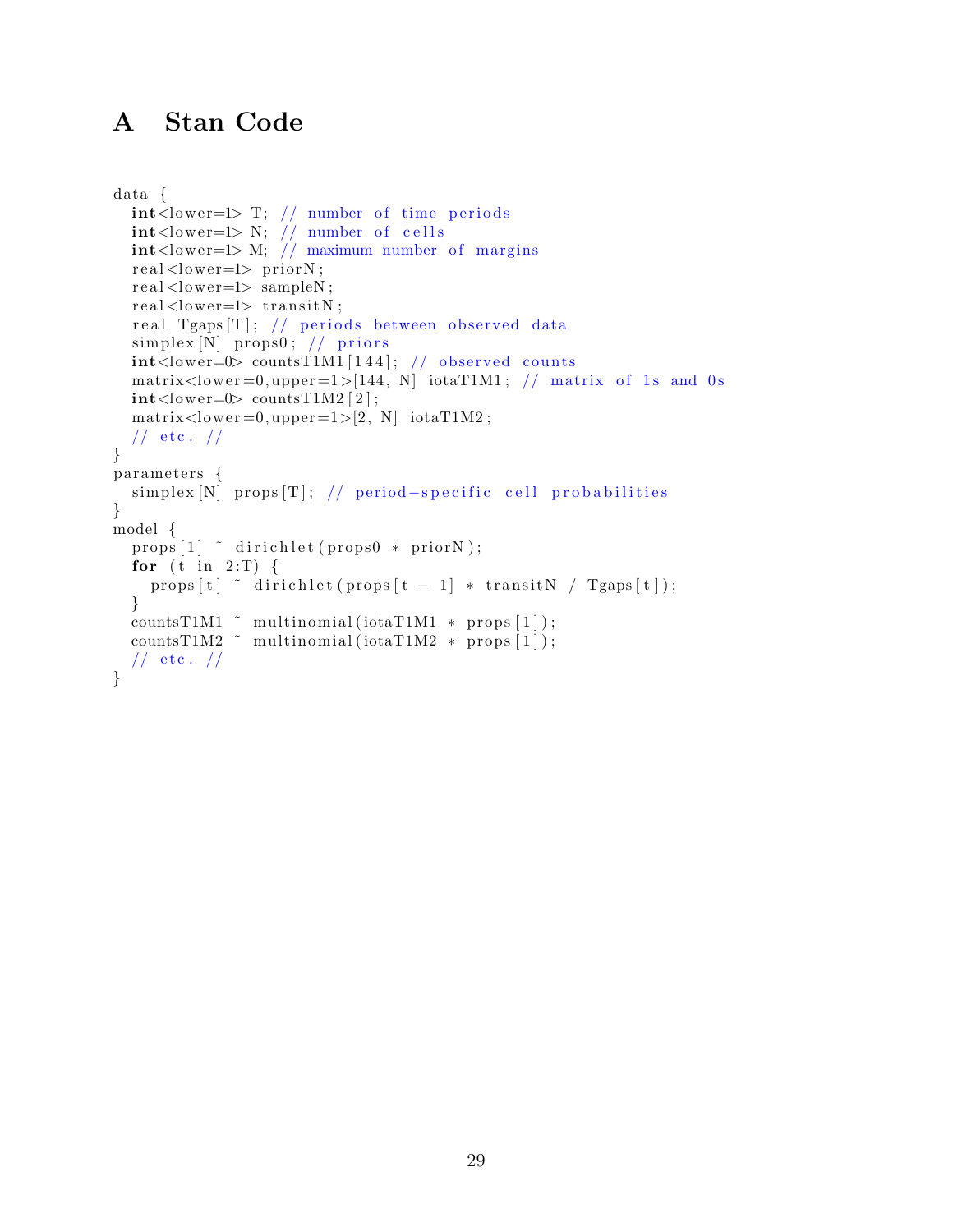# A Stan Code

```
data {
  int<lower=1> T; // number of time periods
  int<lower=1> N; // number of cells
  int<lower=1> M; // maximum number of margins
  real<lower=1> priorN;
  real<lower=1> sampleN;
  real<lower=1> transitN;
  real Tgaps[T]; // periods between observed data
  simplex[N] props0; // priors
  int<lower=0> countsT1M1[144]; // observed counts
  matrix<lower=0,upper=1>[144, N] iotaT1M1; // matrix of 1s and 0s
  int<lower=0> countsT1M2[2];
  matrix<lower=0,upper=1>[2, N] iotaT1M2;
  // etc. //
}
parameters {
  simplex[N] props[T]; // period-specific cell probabilities
}
model {
  props[1] ~ dirichlet(props0 * priorN);
  for (t in 2:T) {
    props[t] ~ dirichlet(props[t - 1] * transitN / Tgaps[t]);
  }
  countsT1M1 ~ multinomial(iotaT1M1 * props[1]);
  countsT1M2 ~ multinomial(iotaT1M2 * props[1]);
  // etc. //
}
```